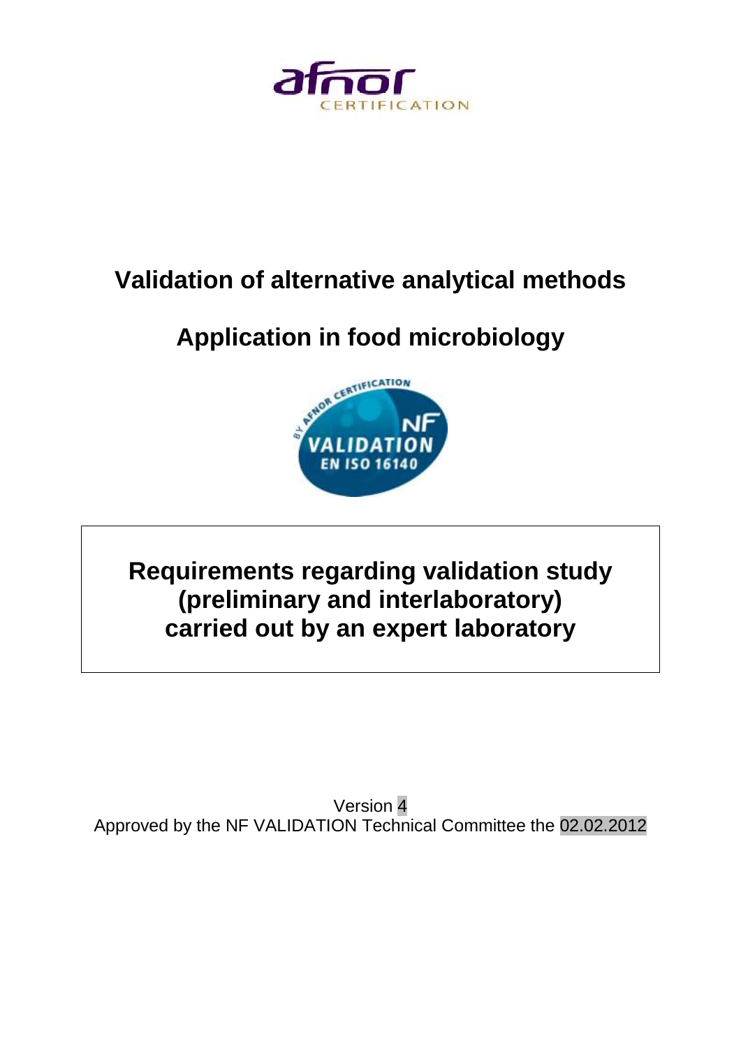# Validation of alternative analytical methods

# Application in food microbiology

## Requirements regarding validation study (preliminary and interlaboratory) carried out by an expert laboratory

Version 4
Approved by the NF VALIDATION Technical Committee the 02.02.2012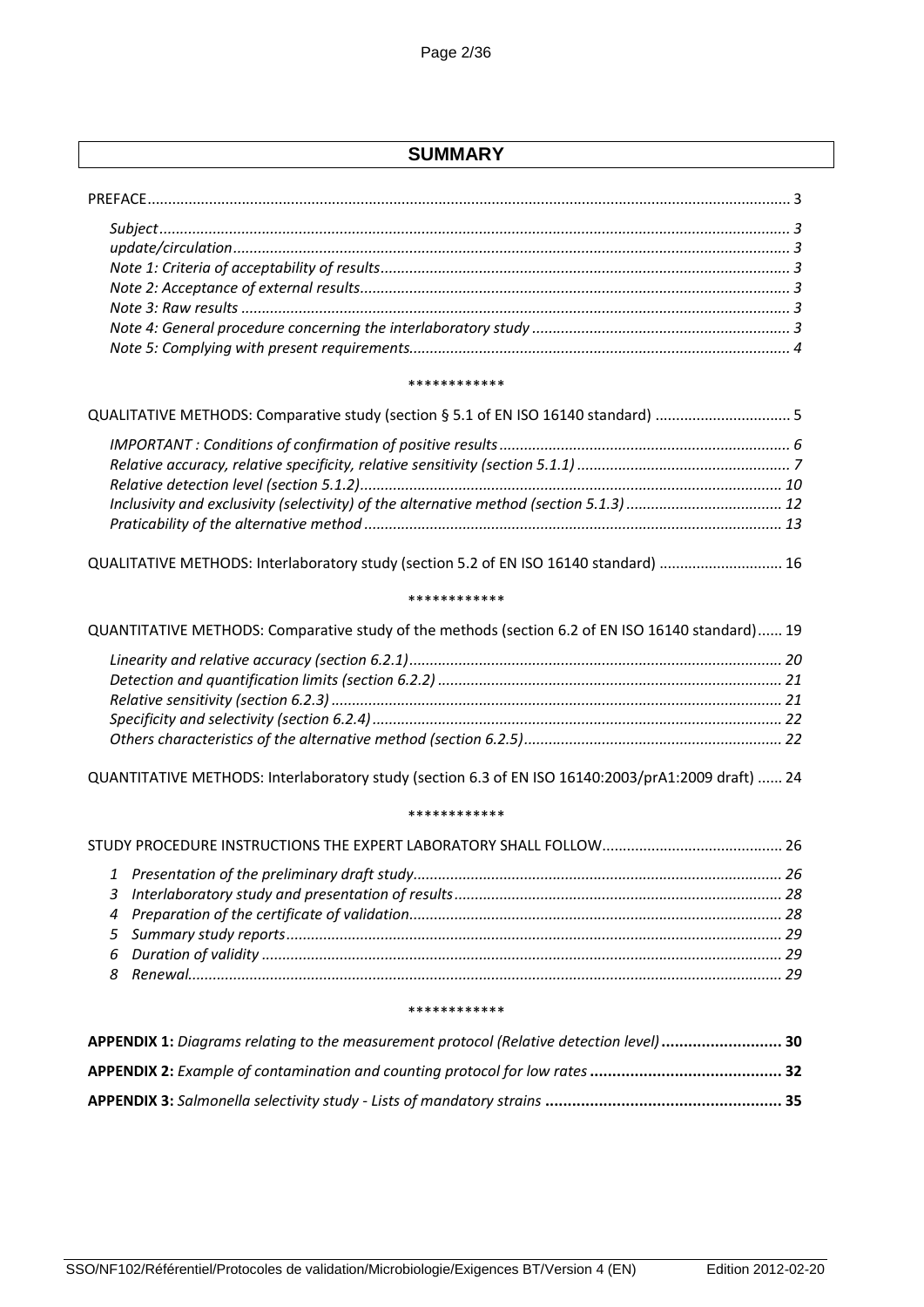# SUMMARY

PREFACE ........ 3

- *Subject ........ 3*
- *update/circulation ........ 3*
- *Note 1: Criteria of acceptability of results ........ 3*
- *Note 2: Acceptance of external results ........ 3*
- *Note 3: Raw results ........ 3*
- *Note 4: General procedure concerning the interlaboratory study ........ 3*
- *Note 5: Complying with present requirements ........ 4*

************

QUALITATIVE METHODS: Comparative study (section § 5.1 of EN ISO 16140 standard) ........ 5

- *IMPORTANT : Conditions of confirmation of positive results ........ 6*
- *Relative accuracy, relative specificity, relative sensitivity (section 5.1.1) ........ 7*
- *Relative detection level (section 5.1.2) ........ 10*
- *Inclusivity and exclusivity (selectivity) of the alternative method (section 5.1.3) ........ 12*
- *Praticability of the alternative method ........ 13*

QUALITATIVE METHODS: Interlaboratory study (section 5.2 of EN ISO 16140 standard) ........ 16

************

QUANTITATIVE METHODS: Comparative study of the methods (section 6.2 of EN ISO 16140 standard) ........ 19

- *Linearity and relative accuracy (section 6.2.1) ........ 20*
- *Detection and quantification limits (section 6.2.2) ........ 21*
- *Relative sensitivity (section 6.2.3) ........ 21*
- *Specificity and selectivity (section 6.2.4) ........ 22*
- *Others characteristics of the alternative method (section 6.2.5) ........ 22*

QUANTITATIVE METHODS: Interlaboratory study (section 6.3 of EN ISO 16140:2003/prA1:2009 draft) ........ 24

************

STUDY PROCEDURE INSTRUCTIONS THE EXPERT LABORATORY SHALL FOLLOW ........ 26

- *1 Presentation of the preliminary draft study ........ 26*
- *3 Interlaboratory study and presentation of results ........ 28*
- *4 Preparation of the certificate of validation ........ 28*
- *5 Summary study reports ........ 29*
- *6 Duration of validity ........ 29*
- *8 Renewal ........ 29*

************

**APPENDIX 1:** *Diagrams relating to the measurement protocol (Relative detection level)* **........ 30**

**APPENDIX 2:** *Example of contamination and counting protocol for low rates* **........ 32**

**APPENDIX 3:** *Salmonella selectivity study - Lists of mandatory strains* **........ 35**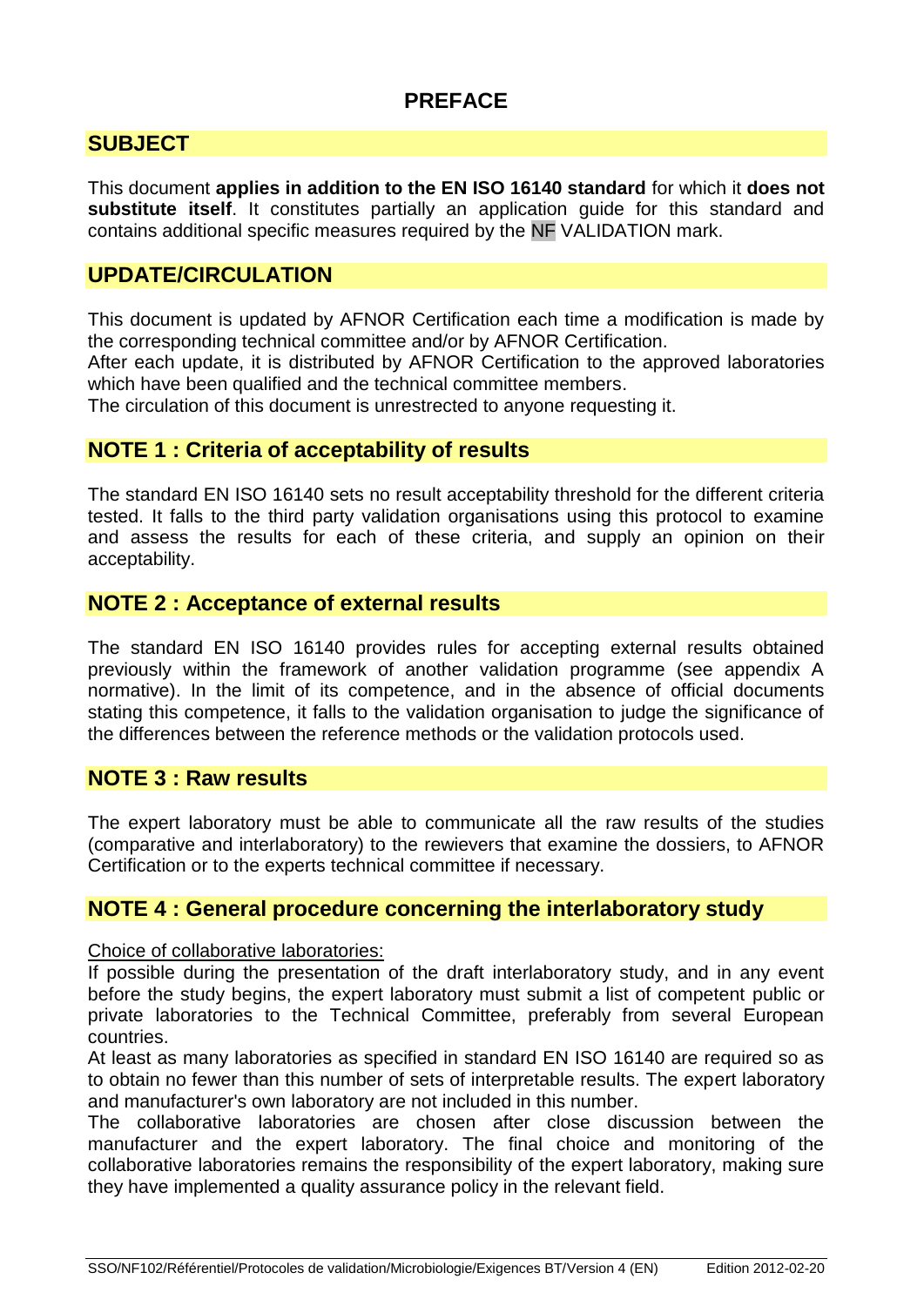# PREFACE

## SUBJECT

This document **applies in addition to the EN ISO 16140 standard** for which it **does not substitute itself**. It constitutes partially an application guide for this standard and contains additional specific measures required by the NF VALIDATION mark.

## UPDATE/CIRCULATION

This document is updated by AFNOR Certification each time a modification is made by the corresponding technical committee and/or by AFNOR Certification.
After each update, it is distributed by AFNOR Certification to the approved laboratories which have been qualified and the technical committee members.
The circulation of this document is unrestrected to anyone requesting it.

## NOTE 1 : Criteria of acceptability of results

The standard EN ISO 16140 sets no result acceptability threshold for the different criteria tested. It falls to the third party validation organisations using this protocol to examine and assess the results for each of these criteria, and supply an opinion on their acceptability.

## NOTE 2 : Acceptance of external results

The standard EN ISO 16140 provides rules for accepting external results obtained previously within the framework of another validation programme (see appendix A normative). In the limit of its competence, and in the absence of official documents stating this competence, it falls to the validation organisation to judge the significance of the differences between the reference methods or the validation protocols used.

## NOTE 3 : Raw results

The expert laboratory must be able to communicate all the raw results of the studies (comparative and interlaboratory) to the rewievers that examine the dossiers, to AFNOR Certification or to the experts technical committee if necessary.

## NOTE 4 : General procedure concerning the interlaboratory study

Choice of collaborative laboratories:

If possible during the presentation of the draft interlaboratory study, and in any event before the study begins, the expert laboratory must submit a list of competent public or private laboratories to the Technical Committee, preferably from several European countries.
At least as many laboratories as specified in standard EN ISO 16140 are required so as to obtain no fewer than this number of sets of interpretable results. The expert laboratory and manufacturer's own laboratory are not included in this number.
The collaborative laboratories are chosen after close discussion between the manufacturer and the expert laboratory. The final choice and monitoring of the collaborative laboratories remains the responsibility of the expert laboratory, making sure they have implemented a quality assurance policy in the relevant field.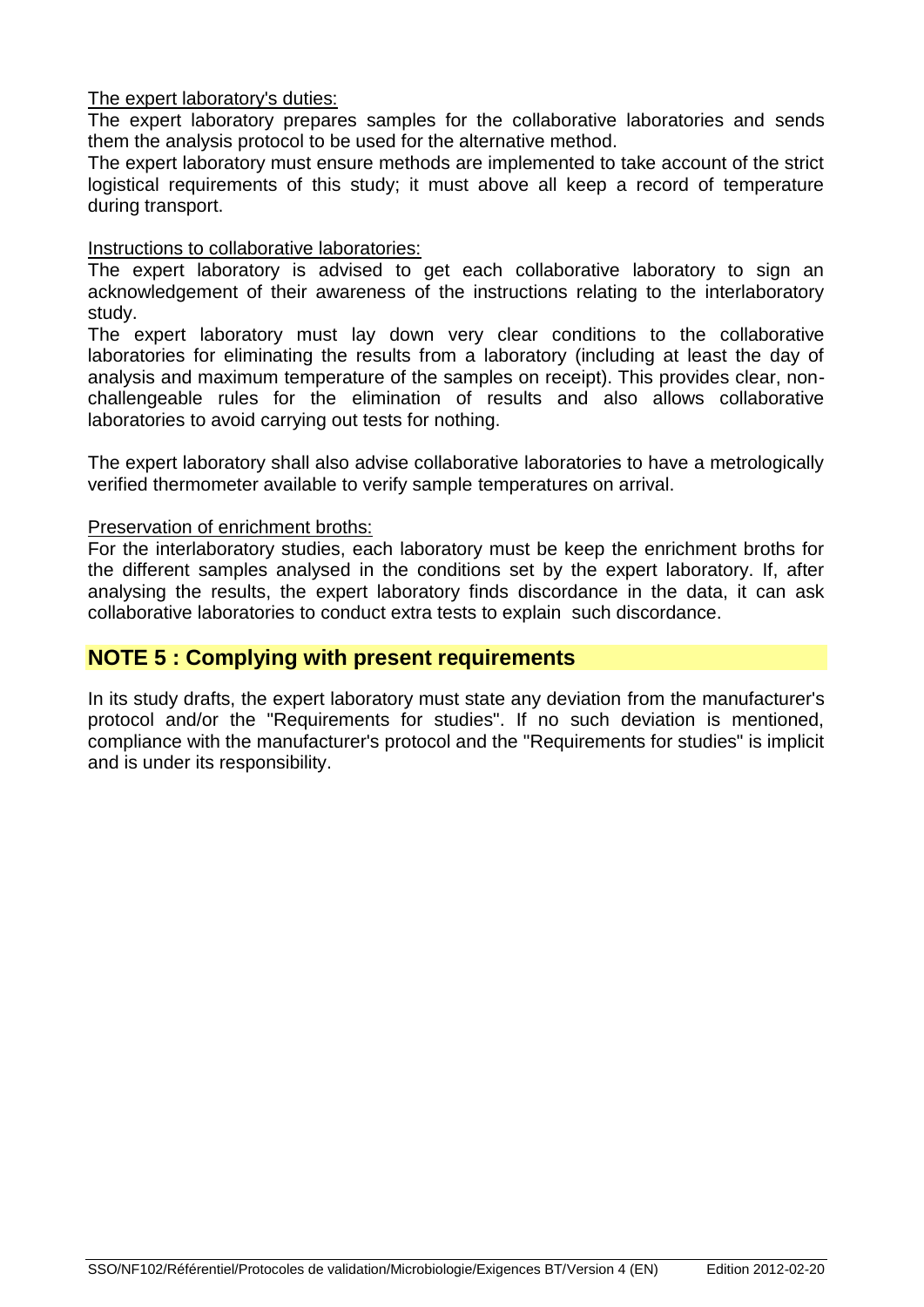The expert laboratory's duties:

The expert laboratory prepares samples for the collaborative laboratories and sends them the analysis protocol to be used for the alternative method.

The expert laboratory must ensure methods are implemented to take account of the strict logistical requirements of this study; it must above all keep a record of temperature during transport.

Instructions to collaborative laboratories:

The expert laboratory is advised to get each collaborative laboratory to sign an acknowledgement of their awareness of the instructions relating to the interlaboratory study.

The expert laboratory must lay down very clear conditions to the collaborative laboratories for eliminating the results from a laboratory (including at least the day of analysis and maximum temperature of the samples on receipt). This provides clear, non-challengeable rules for the elimination of results and also allows collaborative laboratories to avoid carrying out tests for nothing.

The expert laboratory shall also advise collaborative laboratories to have a metrologically verified thermometer available to verify sample temperatures on arrival.

Preservation of enrichment broths:

For the interlaboratory studies, each laboratory must be keep the enrichment broths for the different samples analysed in the conditions set by the expert laboratory. If, after analysing the results, the expert laboratory finds discordance in the data, it can ask collaborative laboratories to conduct extra tests to explain such discordance.

## NOTE 5 : Complying with present requirements

In its study drafts, the expert laboratory must state any deviation from the manufacturer's protocol and/or the "Requirements for studies". If no such deviation is mentioned, compliance with the manufacturer's protocol and the "Requirements for studies" is implicit and is under its responsibility.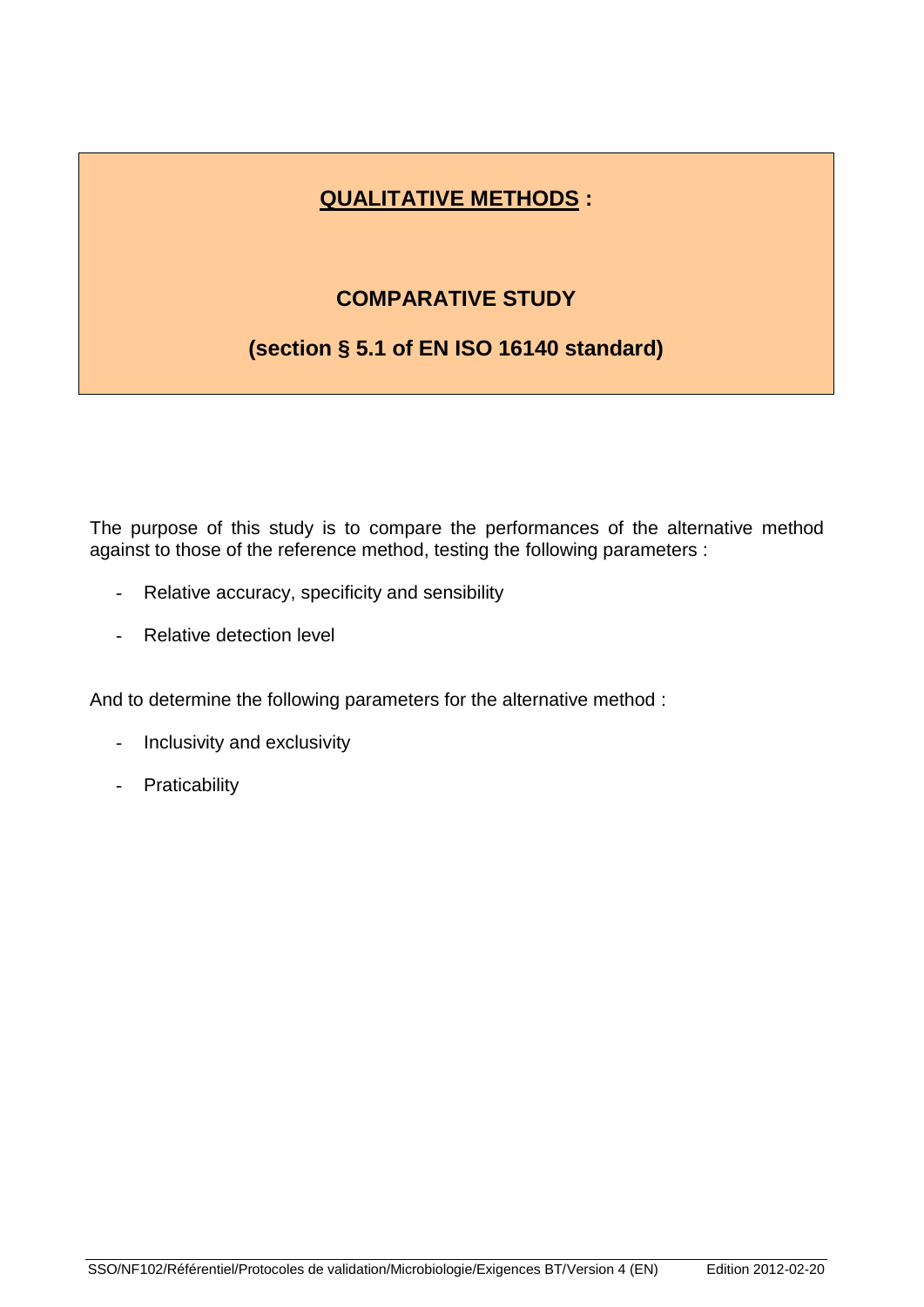# <u>QUALITATIVE METHODS</u> :

## COMPARATIVE STUDY

## (section § 5.1 of EN ISO 16140 standard)

The purpose of this study is to compare the performances of the alternative method against to those of the reference method, testing the following parameters :

- Relative accuracy, specificity and sensibility
- Relative detection level

And to determine the following parameters for the alternative method :

- Inclusivity and exclusivity
- Praticability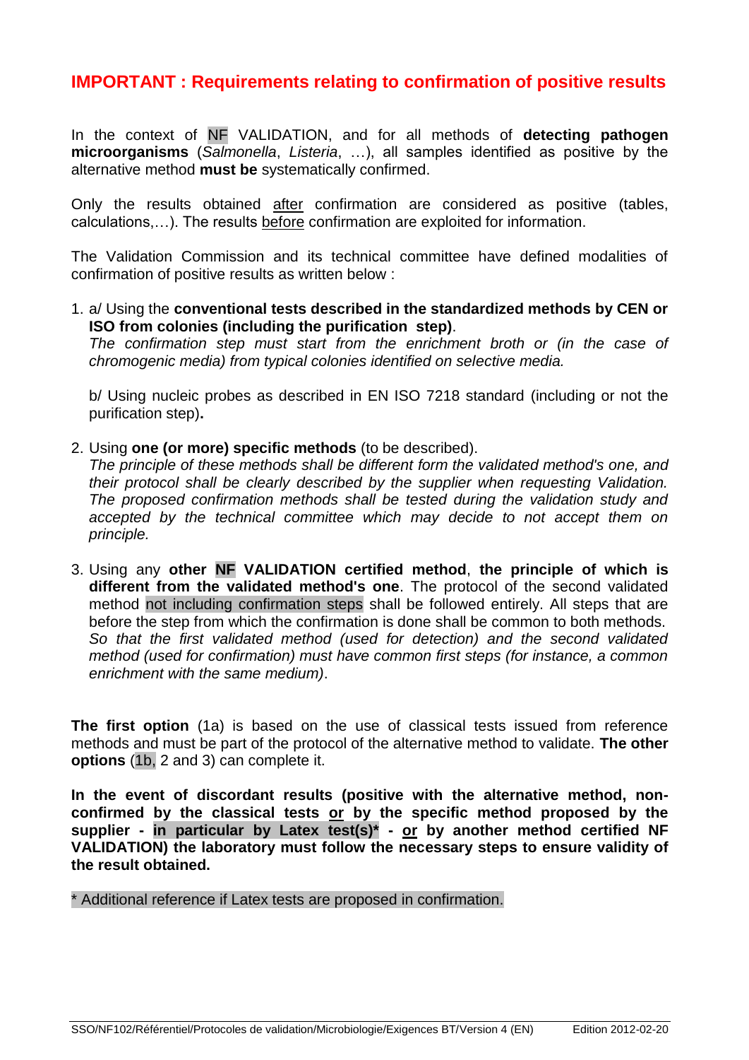## IMPORTANT : Requirements relating to confirmation of positive results

In the context of NF VALIDATION, and for all methods of **detecting pathogen microorganisms** (*Salmonella*, *Listeria*, …), all samples identified as positive by the alternative method **must be** systematically confirmed.

Only the results obtained after confirmation are considered as positive (tables, calculations,…). The results before confirmation are exploited for information.

The Validation Commission and its technical committee have defined modalities of confirmation of positive results as written below :

1. a/ Using the **conventional tests described in the standardized methods by CEN or ISO from colonies (including the purification step)**.
   *The confirmation step must start from the enrichment broth or (in the case of chromogenic media) from typical colonies identified on selective media.*

   b/ Using nucleic probes as described in EN ISO 7218 standard (including or not the purification step)**.**

2. Using **one (or more) specific methods** (to be described).
   *The principle of these methods shall be different form the validated method's one, and their protocol shall be clearly described by the supplier when requesting Validation. The proposed confirmation methods shall be tested during the validation study and accepted by the technical committee which may decide to not accept them on principle.*

3. Using any **other NF VALIDATION certified method**, **the principle of which is different from the validated method's one**. The protocol of the second validated method not including confirmation steps shall be followed entirely. All steps that are before the step from which the confirmation is done shall be common to both methods. *So that the first validated method (used for detection) and the second validated method (used for confirmation) must have common first steps (for instance, a common enrichment with the same medium)*.

**The first option** (1a) is based on the use of classical tests issued from reference methods and must be part of the protocol of the alternative method to validate. **The other options** (1b, 2 and 3) can complete it.

**In the event of discordant results (positive with the alternative method, non-confirmed by the classical tests or by the specific method proposed by the supplier - in particular by Latex test(s)* - or by another method certified NF VALIDATION) the laboratory must follow the necessary steps to ensure validity of the result obtained.**

* Additional reference if Latex tests are proposed in confirmation.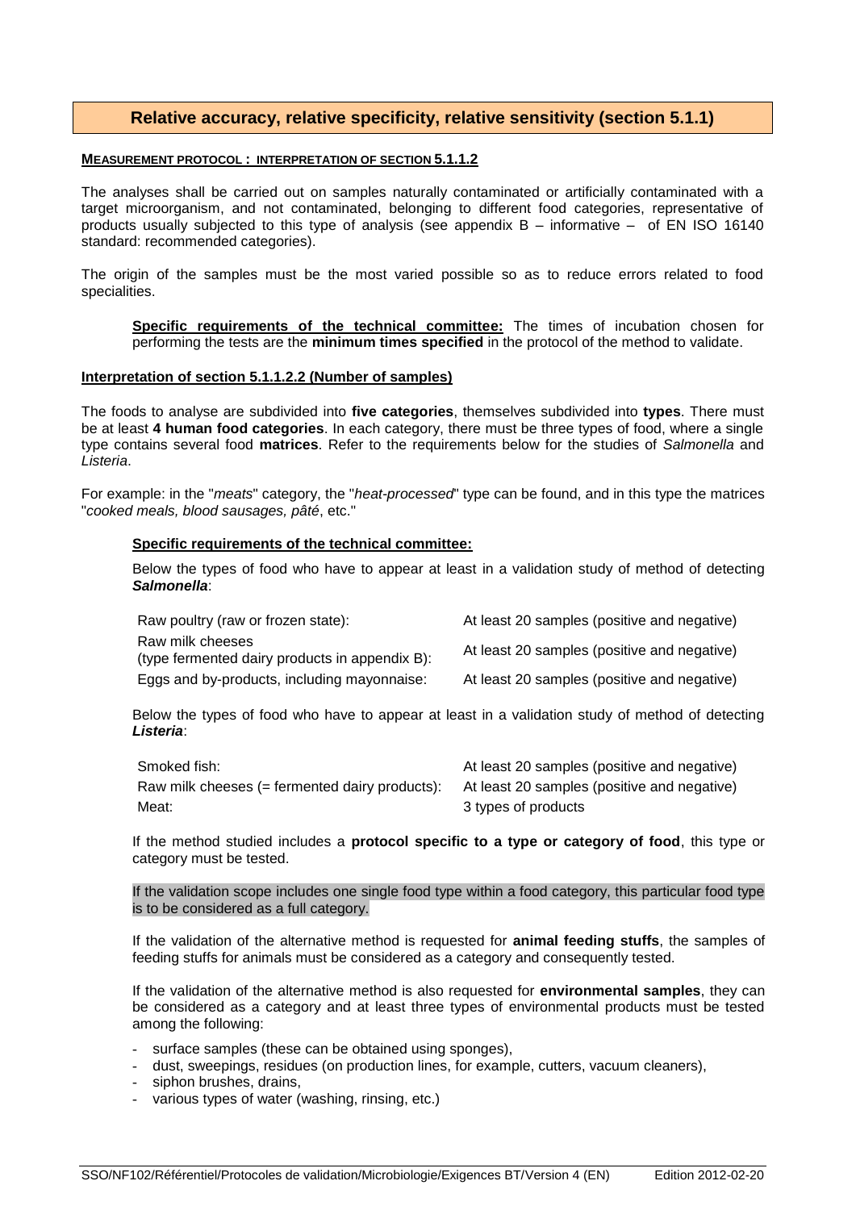## Relative accuracy, relative specificity, relative sensitivity (section 5.1.1)

**MEASUREMENT PROTOCOL : INTERPRETATION OF SECTION 5.1.1.2**

The analyses shall be carried out on samples naturally contaminated or artificially contaminated with a target microorganism, and not contaminated, belonging to different food categories, representative of products usually subjected to this type of analysis (see appendix B – informative – of EN ISO 16140 standard: recommended categories).

The origin of the samples must be the most varied possible so as to reduce errors related to food specialities.

> **Specific requirements of the technical committee:** The times of incubation chosen for performing the tests are the **minimum times specified** in the protocol of the method to validate.

**Interpretation of section 5.1.1.2.2 (Number of samples)**

The foods to analyse are subdivided into **five categories**, themselves subdivided into **types**. There must be at least **4 human food categories**. In each category, there must be three types of food, where a single type contains several food **matrices**. Refer to the requirements below for the studies of *Salmonella* and *Listeria*.

For example: in the "*meats*" category, the "*heat-processed*" type can be found, and in this type the matrices "*cooked meals, blood sausages, pâté*, etc."

**Specific requirements of the technical committee:**

Below the types of food who have to appear at least in a validation study of method of detecting ***Salmonella***:

| | |
|---|---|
| Raw poultry (raw or frozen state): | At least 20 samples (positive and negative) |
| Raw milk cheeses (type fermented dairy products in appendix B): | At least 20 samples (positive and negative) |
| Eggs and by-products, including mayonnaise: | At least 20 samples (positive and negative) |

Below the types of food who have to appear at least in a validation study of method of detecting ***Listeria***:

| | |
|---|---|
| Smoked fish: | At least 20 samples (positive and negative) |
| Raw milk cheeses (= fermented dairy products): | At least 20 samples (positive and negative) |
| Meat: | 3 types of products |

If the method studied includes a **protocol specific to a type or category of food**, this type or category must be tested.

If the validation scope includes one single food type within a food category, this particular food type is to be considered as a full category.

If the validation of the alternative method is requested for **animal feeding stuffs**, the samples of feeding stuffs for animals must be considered as a category and consequently tested.

If the validation of the alternative method is also requested for **environmental samples**, they can be considered as a category and at least three types of environmental products must be tested among the following:

- surface samples (these can be obtained using sponges),
- dust, sweepings, residues (on production lines, for example, cutters, vacuum cleaners),
- siphon brushes, drains,
- various types of water (washing, rinsing, etc.)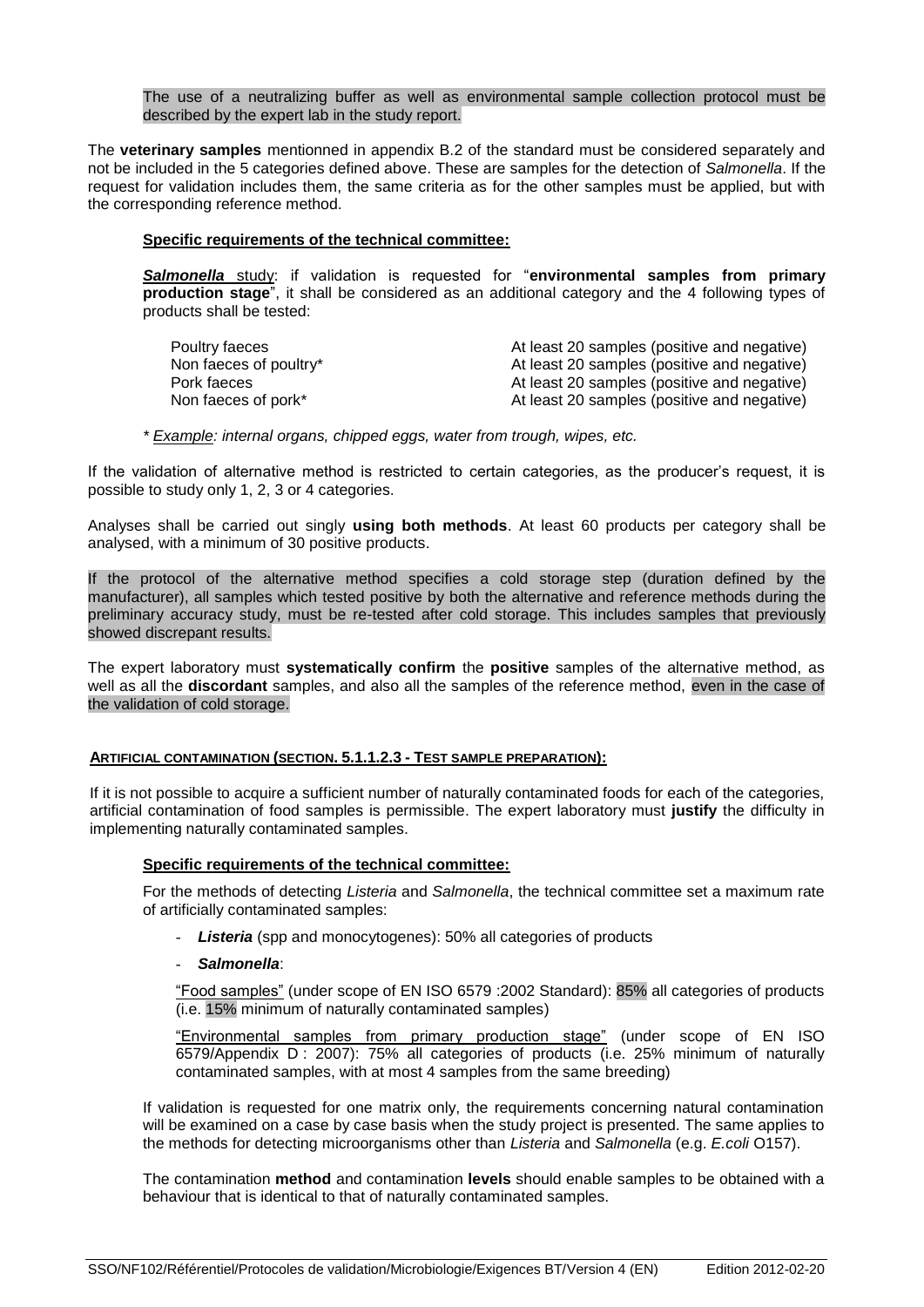The use of a neutralizing buffer as well as environmental sample collection protocol must be described by the expert lab in the study report.

The **veterinary samples** mentionned in appendix B.2 of the standard must be considered separately and not be included in the 5 categories defined above. These are samples for the detection of *Salmonella*. If the request for validation includes them, the same criteria as for the other samples must be applied, but with the corresponding reference method.

**Specific requirements of the technical committee:**

***Salmonella*** study: if validation is requested for "**environmental samples from primary production stage**", it shall be considered as an additional category and the 4 following types of products shall be tested:

| | |
|---|---|
| Poultry faeces | At least 20 samples (positive and negative) |
| Non faeces of poultry* | At least 20 samples (positive and negative) |
| Pork faeces | At least 20 samples (positive and negative) |
| Non faeces of pork* | At least 20 samples (positive and negative) |

*\* Example: internal organs, chipped eggs, water from trough, wipes, etc.*

If the validation of alternative method is restricted to certain categories, as the producer's request, it is possible to study only 1, 2, 3 or 4 categories.

Analyses shall be carried out singly **using both methods**. At least 60 products per category shall be analysed, with a minimum of 30 positive products.

If the protocol of the alternative method specifies a cold storage step (duration defined by the manufacturer), all samples which tested positive by both the alternative and reference methods during the preliminary accuracy study, must be re-tested after cold storage. This includes samples that previously showed discrepant results.

The expert laboratory must **systematically confirm** the **positive** samples of the alternative method, as well as all the **discordant** samples, and also all the samples of the reference method, even in the case of the validation of cold storage.

**ARTIFICIAL CONTAMINATION (SECTION. 5.1.1.2.3 - TEST SAMPLE PREPARATION):**

If it is not possible to acquire a sufficient number of naturally contaminated foods for each of the categories, artificial contamination of food samples is permissible. The expert laboratory must **justify** the difficulty in implementing naturally contaminated samples.

**Specific requirements of the technical committee:**

For the methods of detecting *Listeria* and *Salmonella*, the technical committee set a maximum rate of artificially contaminated samples:

- ***Listeria*** (spp and monocytogenes): 50% all categories of products
- ***Salmonella***:

"Food samples" (under scope of EN ISO 6579 :2002 Standard): 85% all categories of products (i.e. 15% minimum of naturally contaminated samples)

"Environmental samples from primary production stage" (under scope of EN ISO 6579/Appendix D : 2007): 75% all categories of products (i.e. 25% minimum of naturally contaminated samples, with at most 4 samples from the same breeding)

If validation is requested for one matrix only, the requirements concerning natural contamination will be examined on a case by case basis when the study project is presented. The same applies to the methods for detecting microorganisms other than *Listeria* and *Salmonella* (e.g. *E.coli* O157).

The contamination **method** and contamination **levels** should enable samples to be obtained with a behaviour that is identical to that of naturally contaminated samples.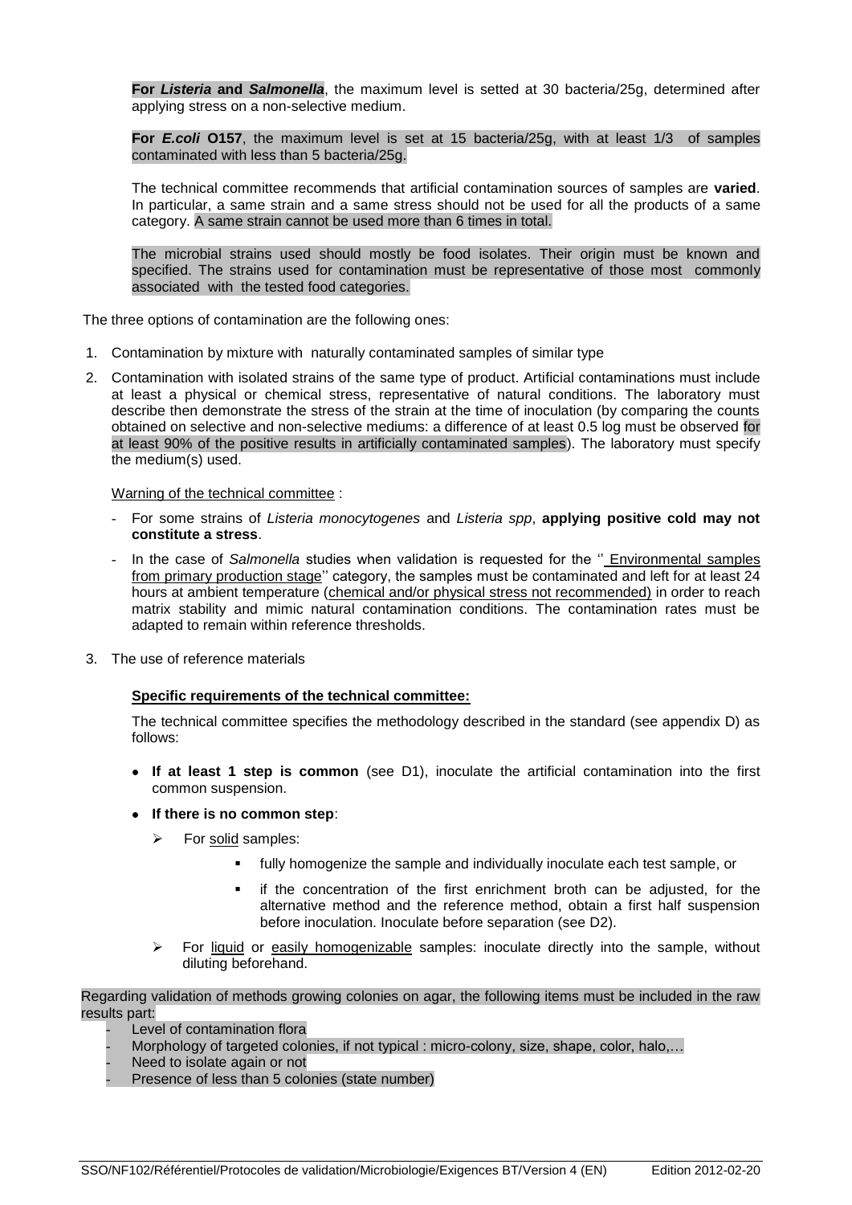**For *Listeria* and *Salmonella***, the maximum level is setted at 30 bacteria/25g, determined after applying stress on a non-selective medium.

**For *E.coli* O157**, the maximum level is set at 15 bacteria/25g, with at least 1/3 of samples contaminated with less than 5 bacteria/25g.

The technical committee recommends that artificial contamination sources of samples are **varied**. In particular, a same strain and a same stress should not be used for all the products of a same category. A same strain cannot be used more than 6 times in total.

The microbial strains used should mostly be food isolates. Their origin must be known and specified. The strains used for contamination must be representative of those most commonly associated with the tested food categories.

The three options of contamination are the following ones:

1. Contamination by mixture with naturally contaminated samples of similar type
2. Contamination with isolated strains of the same type of product. Artificial contaminations must include at least a physical or chemical stress, representative of natural conditions. The laboratory must describe then demonstrate the stress of the strain at the time of inoculation (by comparing the counts obtained on selective and non-selective mediums: a difference of at least 0.5 log must be observed for at least 90% of the positive results in artificially contaminated samples). The laboratory must specify the medium(s) used.

   Warning of the technical committee :

   - For some strains of *Listeria monocytogenes* and *Listeria spp*, **applying positive cold may not constitute a stress**.
   - In the case of *Salmonella* studies when validation is requested for the '' Environmental samples from primary production stage'' category, the samples must be contaminated and left for at least 24 hours at ambient temperature (chemical and/or physical stress not recommended) in order to reach matrix stability and mimic natural contamination conditions. The contamination rates must be adapted to remain within reference thresholds.

3. The use of reference materials

   **Specific requirements of the technical committee:**

   The technical committee specifies the methodology described in the standard (see appendix D) as follows:

   - **If at least 1 step is common** (see D1), inoculate the artificial contamination into the first common suspension.
   - **If there is no common step**:
     - For solid samples:
       - fully homogenize the sample and individually inoculate each test sample, or
       - if the concentration of the first enrichment broth can be adjusted, for the alternative method and the reference method, obtain a first half suspension before inoculation. Inoculate before separation (see D2).
     - For liquid or easily homogenizable samples: inoculate directly into the sample, without diluting beforehand.

Regarding validation of methods growing colonies on agar, the following items must be included in the raw results part:

- Level of contamination flora
- Morphology of targeted colonies, if not typical : micro-colony, size, shape, color, halo,…
- Need to isolate again or not
- Presence of less than 5 colonies (state number)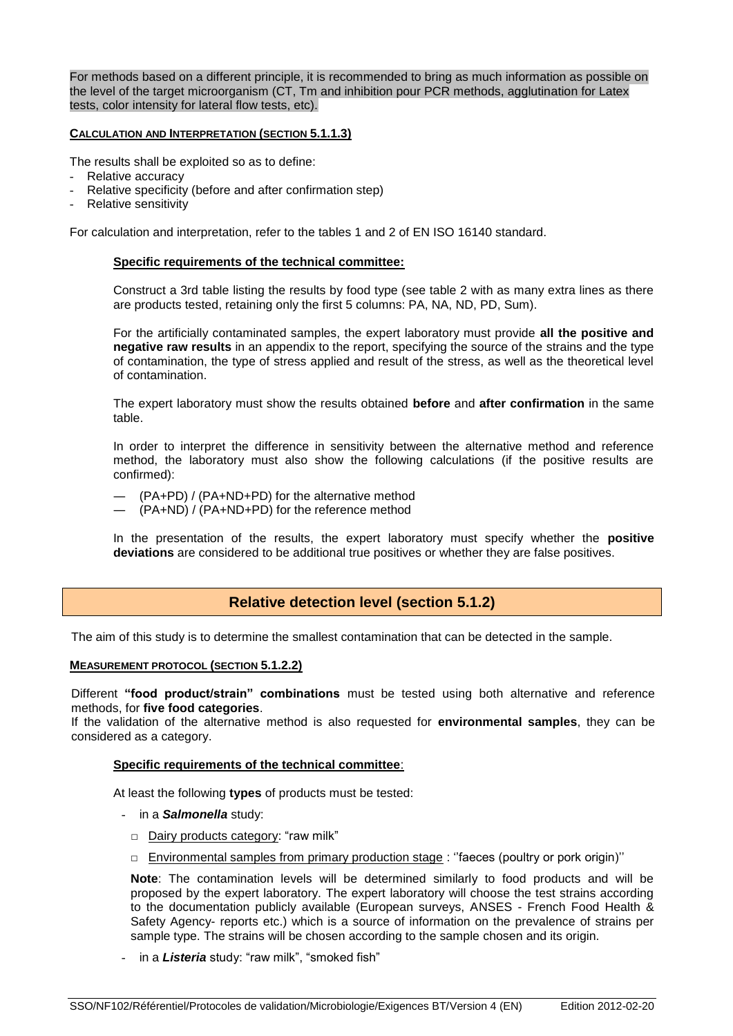For methods based on a different principle, it is recommended to bring as much information as possible on the level of the target microorganism (CT, Tm and inhibition pour PCR methods, agglutination for Latex tests, color intensity for lateral flow tests, etc).

**CALCULATION AND INTERPRETATION (SECTION 5.1.1.3)**

The results shall be exploited so as to define:

- Relative accuracy
- Relative specificity (before and after confirmation step)
- Relative sensitivity

For calculation and interpretation, refer to the tables 1 and 2 of EN ISO 16140 standard.

**Specific requirements of the technical committee:**

Construct a 3rd table listing the results by food type (see table 2 with as many extra lines as there are products tested, retaining only the first 5 columns: PA, NA, ND, PD, Sum).

For the artificially contaminated samples, the expert laboratory must provide **all the positive and negative raw results** in an appendix to the report, specifying the source of the strains and the type of contamination, the type of stress applied and result of the stress, as well as the theoretical level of contamination.

The expert laboratory must show the results obtained **before** and **after confirmation** in the same table.

In order to interpret the difference in sensitivity between the alternative method and reference method, the laboratory must also show the following calculations (if the positive results are confirmed):

— (PA+PD) / (PA+ND+PD) for the alternative method
— (PA+ND) / (PA+ND+PD) for the reference method

In the presentation of the results, the expert laboratory must specify whether the **positive deviations** are considered to be additional true positives or whether they are false positives.

## Relative detection level (section 5.1.2)

The aim of this study is to determine the smallest contamination that can be detected in the sample.

**MEASUREMENT PROTOCOL (SECTION 5.1.2.2)**

Different **"food product/strain" combinations** must be tested using both alternative and reference methods, for **five food categories**.
If the validation of the alternative method is also requested for **environmental samples**, they can be considered as a category.

**Specific requirements of the technical committee**:

At least the following **types** of products must be tested:

- in a ***Salmonella*** study:
  - Dairy products category: "raw milk"
  - Environmental samples from primary production stage : ''faeces (poultry or pork origin)''

  **Note**: The contamination levels will be determined similarly to food products and will be proposed by the expert laboratory. The expert laboratory will choose the test strains according to the documentation publicly available (European surveys, ANSES - French Food Health & Safety Agency- reports etc.) which is a source of information on the prevalence of strains per sample type. The strains will be chosen according to the sample chosen and its origin.

- in a ***Listeria*** study: "raw milk", "smoked fish"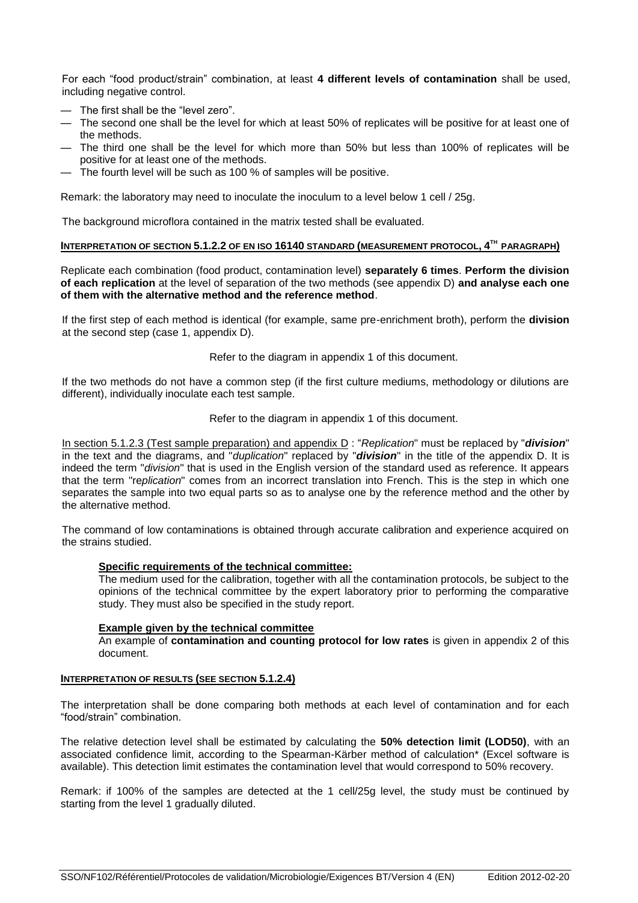For each "food product/strain" combination, at least **4 different levels of contamination** shall be used, including negative control.

- The first shall be the "level zero".
- The second one shall be the level for which at least 50% of replicates will be positive for at least one of the methods.
- The third one shall be the level for which more than 50% but less than 100% of replicates will be positive for at least one of the methods.
- The fourth level will be such as 100 % of samples will be positive.

Remark: the laboratory may need to inoculate the inoculum to a level below 1 cell / 25g.

The background microflora contained in the matrix tested shall be evaluated.

#### INTERPRETATION OF SECTION 5.1.2.2 OF EN ISO 16140 STANDARD (MEASUREMENT PROTOCOL, 4TH PARAGRAPH)

Replicate each combination (food product, contamination level) **separately 6 times**. **Perform the division of each replication** at the level of separation of the two methods (see appendix D) **and analyse each one of them with the alternative method and the reference method**.

If the first step of each method is identical (for example, same pre-enrichment broth), perform the **division** at the second step (case 1, appendix D).

Refer to the diagram in appendix 1 of this document.

If the two methods do not have a common step (if the first culture mediums, methodology or dilutions are different), individually inoculate each test sample.

Refer to the diagram in appendix 1 of this document.

In section 5.1.2.3 (Test sample preparation) and appendix D : "*Replication*" must be replaced by "***division***" in the text and the diagrams, and "*duplication*" replaced by "***division***" in the title of the appendix D. It is indeed the term "*division*" that is used in the English version of the standard used as reference. It appears that the term "r*eplication*" comes from an incorrect translation into French. This is the step in which one separates the sample into two equal parts so as to analyse one by the reference method and the other by the alternative method.

The command of low contaminations is obtained through accurate calibration and experience acquired on the strains studied.

> **Specific requirements of the technical committee:**
> The medium used for the calibration, together with all the contamination protocols, be subject to the opinions of the technical committee by the expert laboratory prior to performing the comparative study. They must also be specified in the study report.
>
> **Example given by the technical committee**
> An example of **contamination and counting protocol for low rates** is given in appendix 2 of this document.

#### INTERPRETATION OF RESULTS (SEE SECTION 5.1.2.4)

The interpretation shall be done comparing both methods at each level of contamination and for each "food/strain" combination.

The relative detection level shall be estimated by calculating the **50% detection limit (LOD50)**, with an associated confidence limit, according to the Spearman-Kärber method of calculation* (Excel software is available). This detection limit estimates the contamination level that would correspond to 50% recovery.

Remark: if 100% of the samples are detected at the 1 cell/25g level, the study must be continued by starting from the level 1 gradually diluted.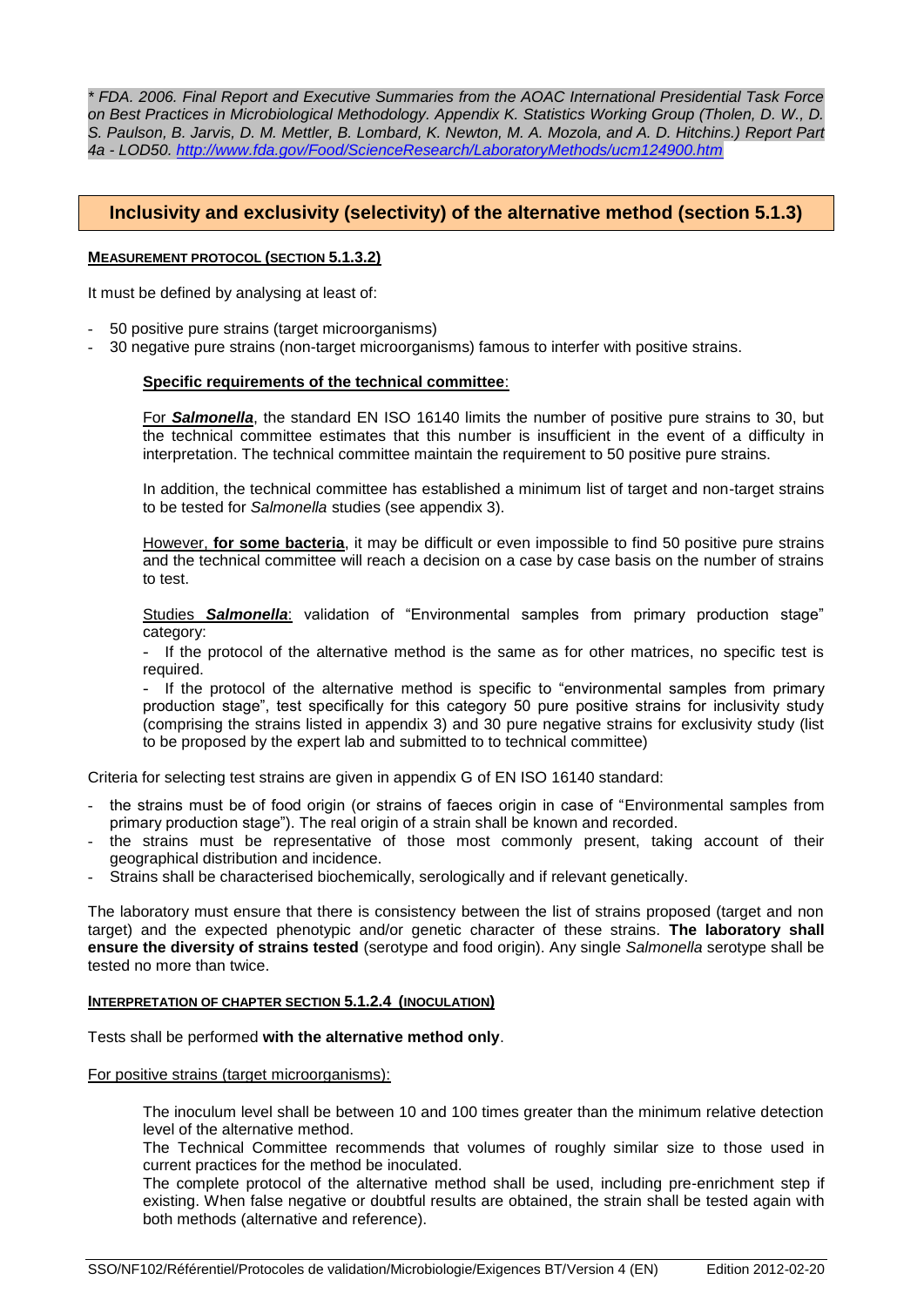*\* FDA. 2006. Final Report and Executive Summaries from the AOAC International Presidential Task Force on Best Practices in Microbiological Methodology. Appendix K. Statistics Working Group (Tholen, D. W., D. S. Paulson, B. Jarvis, D. M. Mettler, B. Lombard, K. Newton, M. A. Mozola, and A. D. Hitchins.) Report Part 4a - LOD50. [http://www.fda.gov/Food/ScienceResearch/LaboratoryMethods/ucm124900.htm](http://www.fda.gov/Food/ScienceResearch/LaboratoryMethods/ucm124900.htm)*

## Inclusivity and exclusivity (selectivity) of the alternative method (section 5.1.3)

#### MEASUREMENT PROTOCOL (SECTION 5.1.3.2)

It must be defined by analysing at least of:

- 50 positive pure strains (target microorganisms)
- 30 negative pure strains (non-target microorganisms) famous to interfer with positive strains.

> **Specific requirements of the technical committee**:
>
> For ***Salmonella***, the standard EN ISO 16140 limits the number of positive pure strains to 30, but the technical committee estimates that this number is insufficient in the event of a difficulty in interpretation. The technical committee maintain the requirement to 50 positive pure strains.
>
> In addition, the technical committee has established a minimum list of target and non-target strains to be tested for *Salmonella* studies (see appendix 3).
>
> However, **for some bacteria**, it may be difficult or even impossible to find 50 positive pure strains and the technical committee will reach a decision on a case by case basis on the number of strains to test.
>
> Studies ***Salmonella***: validation of "Environmental samples from primary production stage" category:
>
> - If the protocol of the alternative method is the same as for other matrices, no specific test is required.
> - If the protocol of the alternative method is specific to "environmental samples from primary production stage", test specifically for this category 50 pure positive strains for inclusivity study (comprising the strains listed in appendix 3) and 30 pure negative strains for exclusivity study (list to be proposed by the expert lab and submitted to to technical committee)

Criteria for selecting test strains are given in appendix G of EN ISO 16140 standard:

- the strains must be of food origin (or strains of faeces origin in case of "Environmental samples from primary production stage"). The real origin of a strain shall be known and recorded.
- the strains must be representative of those most commonly present, taking account of their geographical distribution and incidence.
- Strains shall be characterised biochemically, serologically and if relevant genetically.

The laboratory must ensure that there is consistency between the list of strains proposed (target and non target) and the expected phenotypic and/or genetic character of these strains. **The laboratory shall ensure the diversity of strains tested** (serotype and food origin). Any single *Salmonella* serotype shall be tested no more than twice.

#### INTERPRETATION OF CHAPTER SECTION 5.1.2.4 (INOCULATION)

Tests shall be performed **with the alternative method only**.

For positive strains (target microorganisms):

> The inoculum level shall be between 10 and 100 times greater than the minimum relative detection level of the alternative method.
>
> The Technical Committee recommends that volumes of roughly similar size to those used in current practices for the method be inoculated.
>
> The complete protocol of the alternative method shall be used, including pre-enrichment step if existing. When false negative or doubtful results are obtained, the strain shall be tested again with both methods (alternative and reference).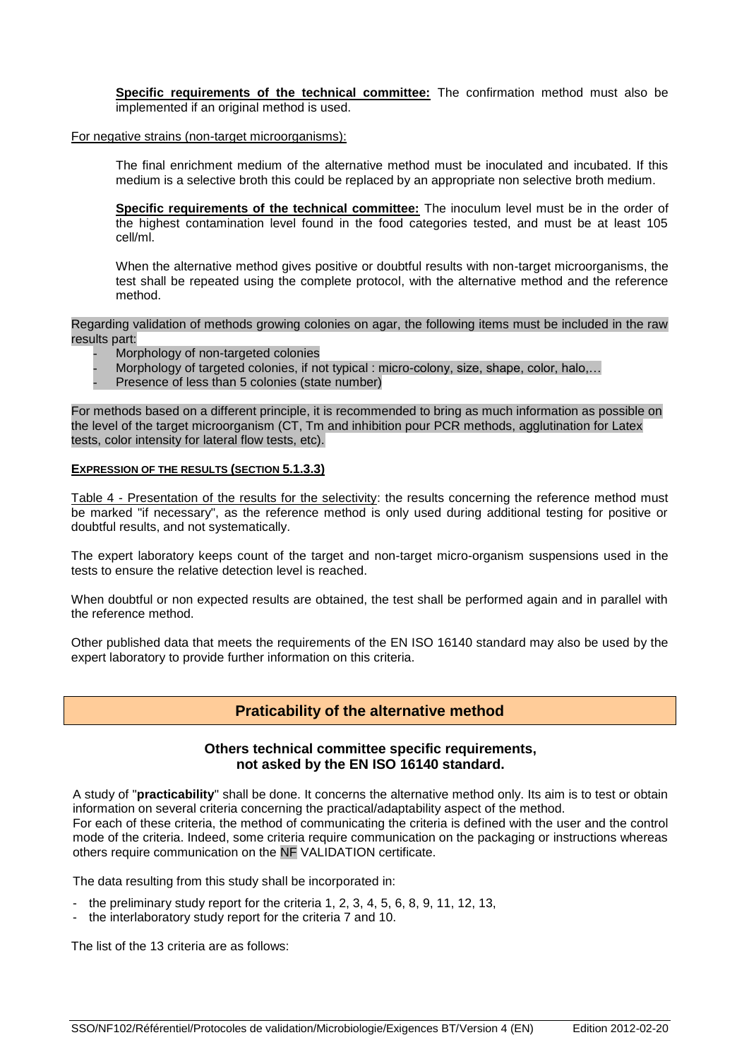**Specific requirements of the technical committee:** The confirmation method must also be implemented if an original method is used.

For negative strains (non-target microorganisms):

The final enrichment medium of the alternative method must be inoculated and incubated. If this medium is a selective broth this could be replaced by an appropriate non selective broth medium.

**Specific requirements of the technical committee:** The inoculum level must be in the order of the highest contamination level found in the food categories tested, and must be at least 105 cell/ml.

When the alternative method gives positive or doubtful results with non-target microorganisms, the test shall be repeated using the complete protocol, with the alternative method and the reference method.

Regarding validation of methods growing colonies on agar, the following items must be included in the raw results part:

- Morphology of non-targeted colonies
- Morphology of targeted colonies, if not typical : micro-colony, size, shape, color, halo,…
- Presence of less than 5 colonies (state number)

For methods based on a different principle, it is recommended to bring as much information as possible on the level of the target microorganism (CT, Tm and inhibition pour PCR methods, agglutination for Latex tests, color intensity for lateral flow tests, etc).

#### EXPRESSION OF THE RESULTS (SECTION 5.1.3.3)

Table 4 - Presentation of the results for the selectivity: the results concerning the reference method must be marked "if necessary", as the reference method is only used during additional testing for positive or doubtful results, and not systematically.

The expert laboratory keeps count of the target and non-target micro-organism suspensions used in the tests to ensure the relative detection level is reached.

When doubtful or non expected results are obtained, the test shall be performed again and in parallel with the reference method.

Other published data that meets the requirements of the EN ISO 16140 standard may also be used by the expert laboratory to provide further information on this criteria.

## Praticability of the alternative method

### Others technical committee specific requirements, not asked by the EN ISO 16140 standard.

A study of "**practicability**" shall be done. It concerns the alternative method only. Its aim is to test or obtain information on several criteria concerning the practical/adaptability aspect of the method.
For each of these criteria, the method of communicating the criteria is defined with the user and the control mode of the criteria. Indeed, some criteria require communication on the packaging or instructions whereas others require communication on the NF VALIDATION certificate.

The data resulting from this study shall be incorporated in:

- the preliminary study report for the criteria 1, 2, 3, 4, 5, 6, 8, 9, 11, 12, 13,
- the interlaboratory study report for the criteria 7 and 10.

The list of the 13 criteria are as follows: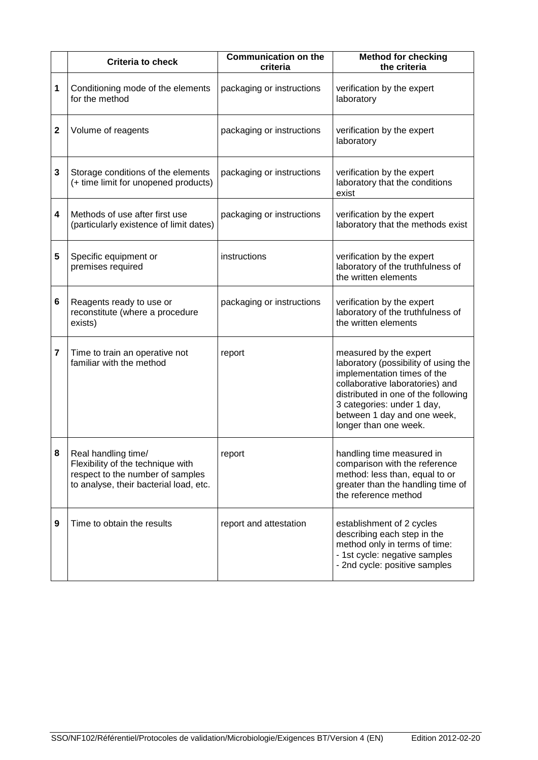| | Criteria to check | Communication on the criteria | Method for checking the criteria |
|---|---|---|---|
| 1 | Conditioning mode of the elements for the method | packaging or instructions | verification by the expert laboratory |
| 2 | Volume of reagents | packaging or instructions | verification by the expert laboratory |
| 3 | Storage conditions of the elements (+ time limit for unopened products) | packaging or instructions | verification by the expert laboratory that the conditions exist |
| 4 | Methods of use after first use (particularly existence of limit dates) | packaging or instructions | verification by the expert laboratory that the methods exist |
| 5 | Specific equipment or premises required | instructions | verification by the expert laboratory of the truthfulness of the written elements |
| 6 | Reagents ready to use or reconstitute (where a procedure exists) | packaging or instructions | verification by the expert laboratory of the truthfulness of the written elements |
| 7 | Time to train an operative not familiar with the method | report | measured by the expert laboratory (possibility of using the implementation times of the collaborative laboratories) and distributed in one of the following 3 categories: under 1 day, between 1 day and one week, longer than one week. |
| 8 | Real handling time/ Flexibility of the technique with respect to the number of samples to analyse, their bacterial load, etc. | report | handling time measured in comparison with the reference method: less than, equal to or greater than the handling time of the reference method |
| 9 | Time to obtain the results | report and attestation | establishment of 2 cycles describing each step in the method only in terms of time:<br>- 1st cycle: negative samples<br>- 2nd cycle: positive samples |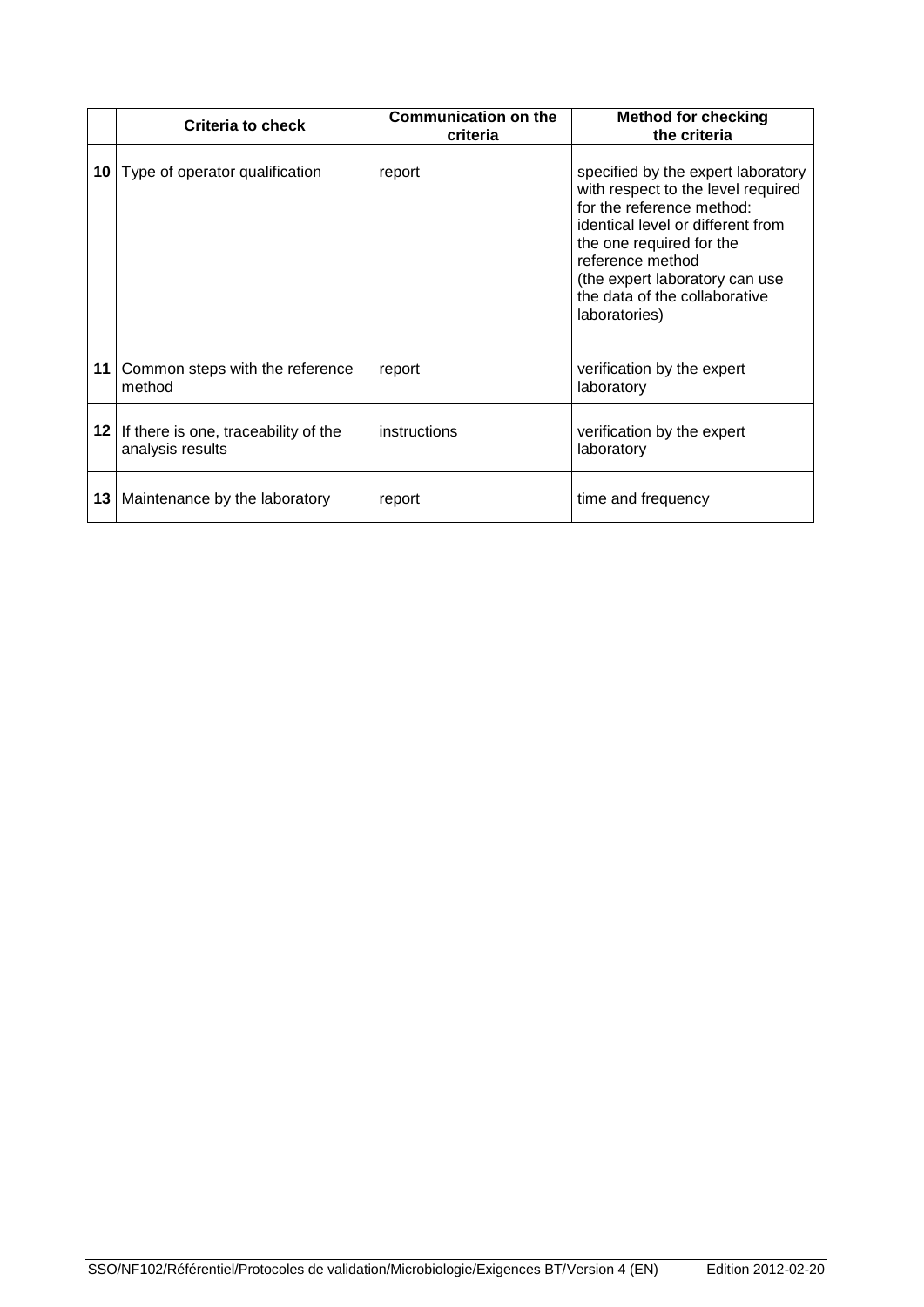| | Criteria to check | Communication on the criteria | Method for checking the criteria |
|---|---|---|---|
| **10** | Type of operator qualification | report | specified by the expert laboratory with respect to the level required for the reference method: identical level or different from the one required for the reference method (the expert laboratory can use the data of the collaborative laboratories) |
| **11** | Common steps with the reference method | report | verification by the expert laboratory |
| **12** | If there is one, traceability of the analysis results | instructions | verification by the expert laboratory |
| **13** | Maintenance by the laboratory | report | time and frequency |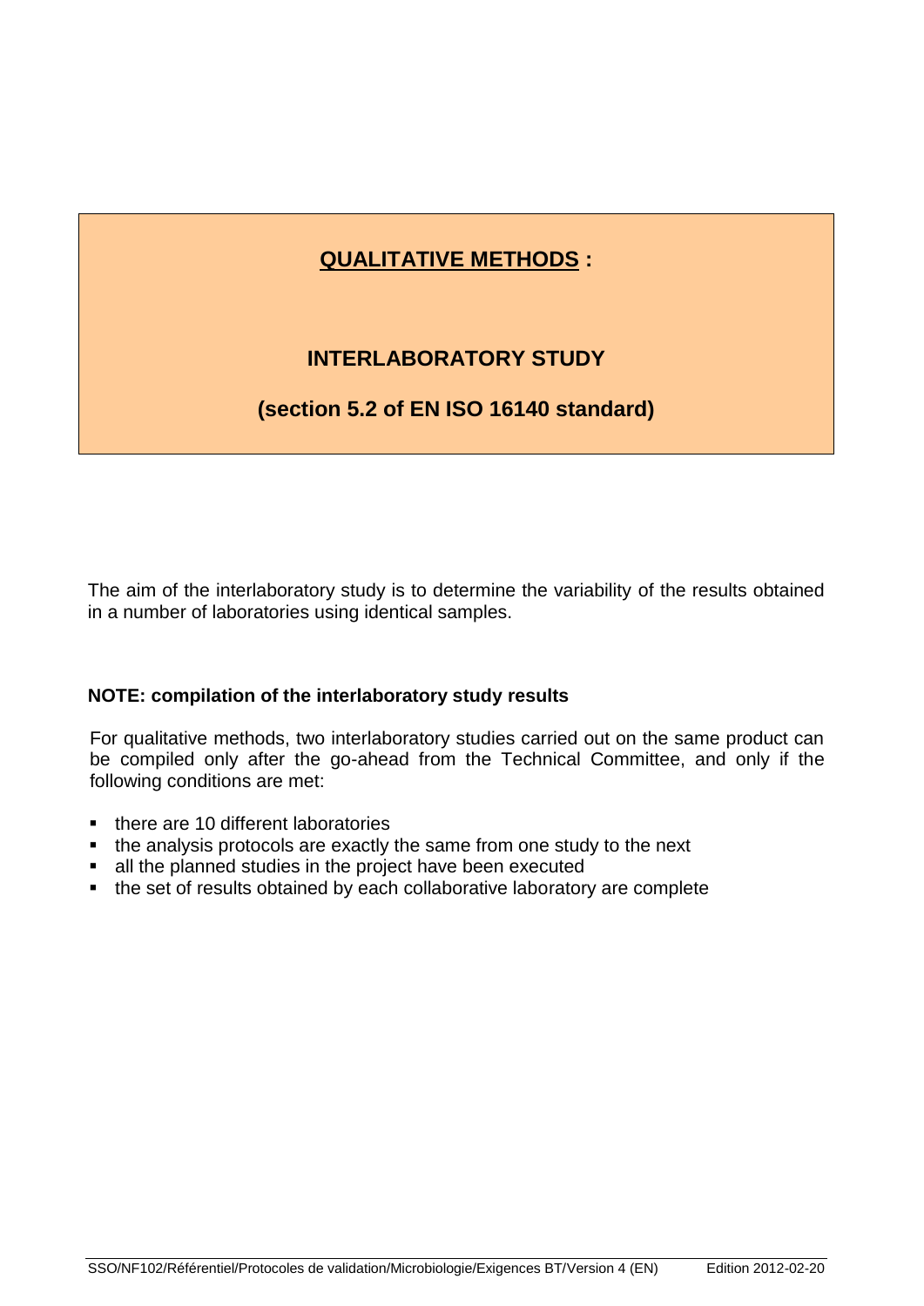# QUALITATIVE METHODS :

## INTERLABORATORY STUDY

## (section 5.2 of EN ISO 16140 standard)

The aim of the interlaboratory study is to determine the variability of the results obtained in a number of laboratories using identical samples.

**NOTE: compilation of the interlaboratory study results**

For qualitative methods, two interlaboratory studies carried out on the same product can be compiled only after the go-ahead from the Technical Committee, and only if the following conditions are met:

- there are 10 different laboratories
- the analysis protocols are exactly the same from one study to the next
- all the planned studies in the project have been executed
- the set of results obtained by each collaborative laboratory are complete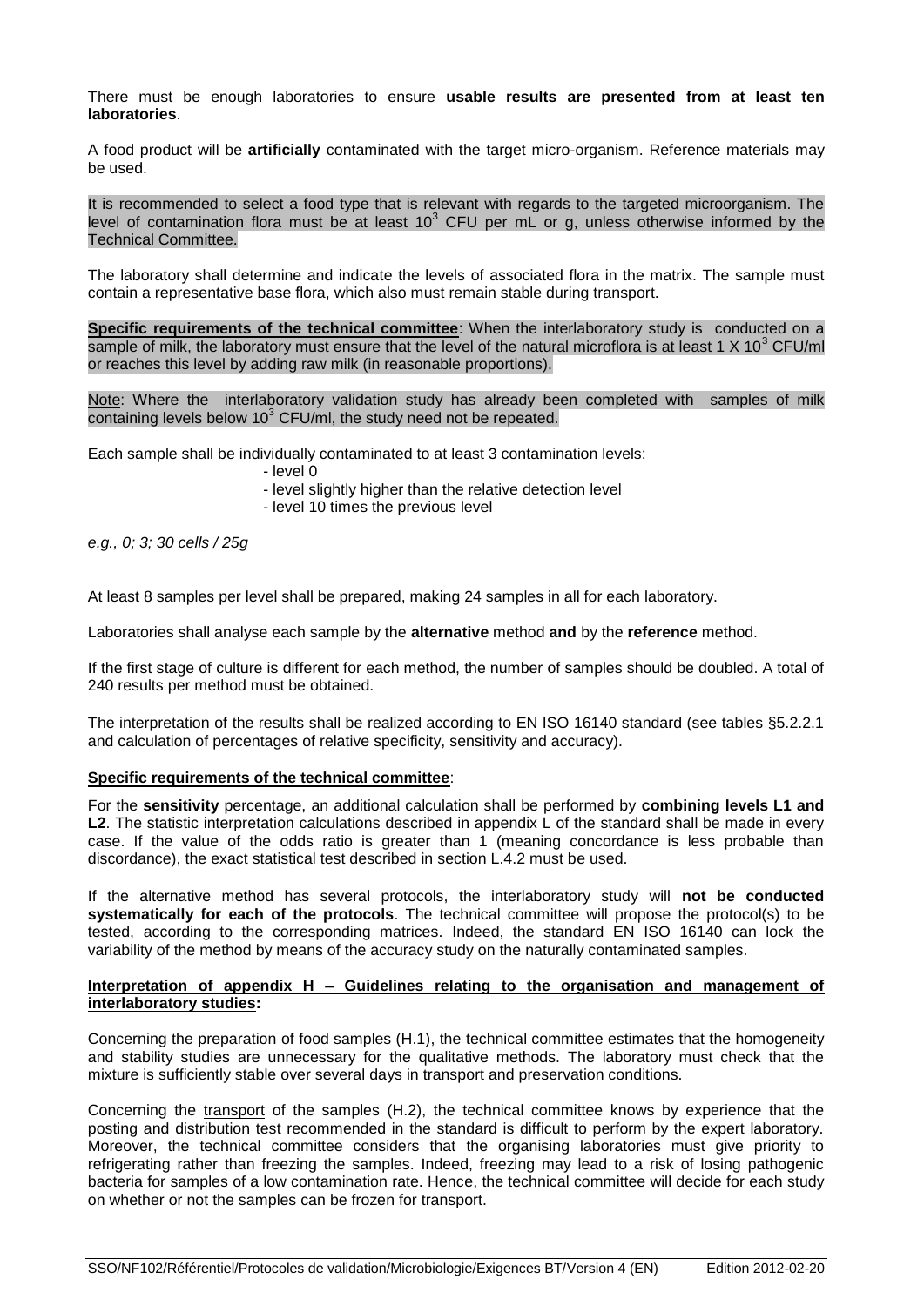There must be enough laboratories to ensure **usable results are presented from at least ten laboratories**.

A food product will be **artificially** contaminated with the target micro-organism. Reference materials may be used.

It is recommended to select a food type that is relevant with regards to the targeted microorganism. The level of contamination flora must be at least $10^3$ CFU per mL or g, unless otherwise informed by the Technical Committee.

The laboratory shall determine and indicate the levels of associated flora in the matrix. The sample must contain a representative base flora, which also must remain stable during transport.

**Specific requirements of the technical committee**: When the interlaboratory study is conducted on a sample of milk, the laboratory must ensure that the level of the natural microflora is at least $1 \times 10^3$ CFU/ml or reaches this level by adding raw milk (in reasonable proportions).

Note: Where the interlaboratory validation study has already been completed with samples of milk containing levels below $10^3$ CFU/ml, the study need not be repeated.

Each sample shall be individually contaminated to at least 3 contamination levels:

- level 0
- level slightly higher than the relative detection level
- level 10 times the previous level

*e.g., 0; 3; 30 cells / 25g*

At least 8 samples per level shall be prepared, making 24 samples in all for each laboratory.

Laboratories shall analyse each sample by the **alternative** method **and** by the **reference** method.

If the first stage of culture is different for each method, the number of samples should be doubled. A total of 240 results per method must be obtained.

The interpretation of the results shall be realized according to EN ISO 16140 standard (see tables §5.2.2.1 and calculation of percentages of relative specificity, sensitivity and accuracy).

**Specific requirements of the technical committee**:

For the **sensitivity** percentage, an additional calculation shall be performed by **combining levels L1 and L2**. The statistic interpretation calculations described in appendix L of the standard shall be made in every case. If the value of the odds ratio is greater than 1 (meaning concordance is less probable than discordance), the exact statistical test described in section L.4.2 must be used.

If the alternative method has several protocols, the interlaboratory study will **not be conducted systematically for each of the protocols**. The technical committee will propose the protocol(s) to be tested, according to the corresponding matrices. Indeed, the standard EN ISO 16140 can lock the variability of the method by means of the accuracy study on the naturally contaminated samples.

**Interpretation of appendix H – Guidelines relating to the organisation and management of interlaboratory studies:**

Concerning the preparation of food samples (H.1), the technical committee estimates that the homogeneity and stability studies are unnecessary for the qualitative methods. The laboratory must check that the mixture is sufficiently stable over several days in transport and preservation conditions.

Concerning the transport of the samples (H.2), the technical committee knows by experience that the posting and distribution test recommended in the standard is difficult to perform by the expert laboratory. Moreover, the technical committee considers that the organising laboratories must give priority to refrigerating rather than freezing the samples. Indeed, freezing may lead to a risk of losing pathogenic bacteria for samples of a low contamination rate. Hence, the technical committee will decide for each study on whether or not the samples can be frozen for transport.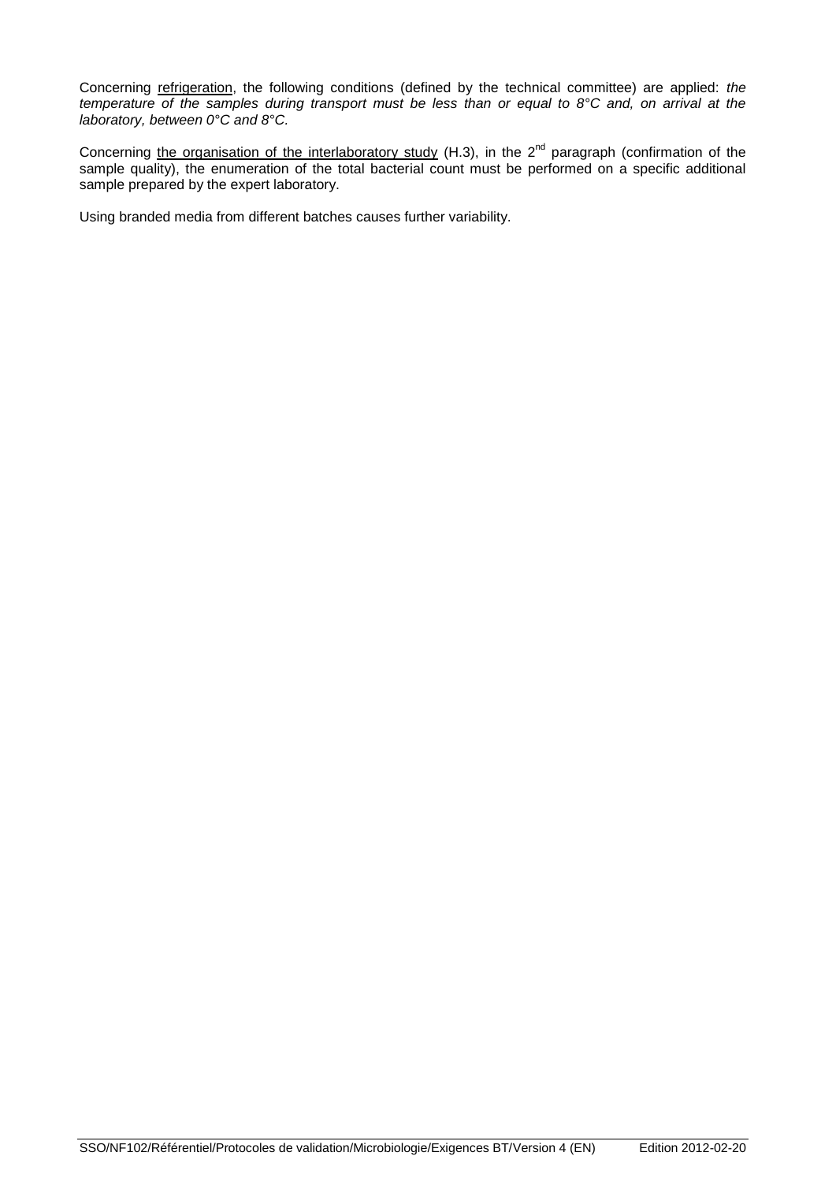Concerning <u>refrigeration</u>, the following conditions (defined by the technical committee) are applied: *the temperature of the samples during transport must be less than or equal to 8°C and, on arrival at the laboratory, between 0°C and 8°C.*

Concerning <u>the organisation of the interlaboratory study</u> (H.3), in the 2nd paragraph (confirmation of the sample quality), the enumeration of the total bacterial count must be performed on a specific additional sample prepared by the expert laboratory.

Using branded media from different batches causes further variability.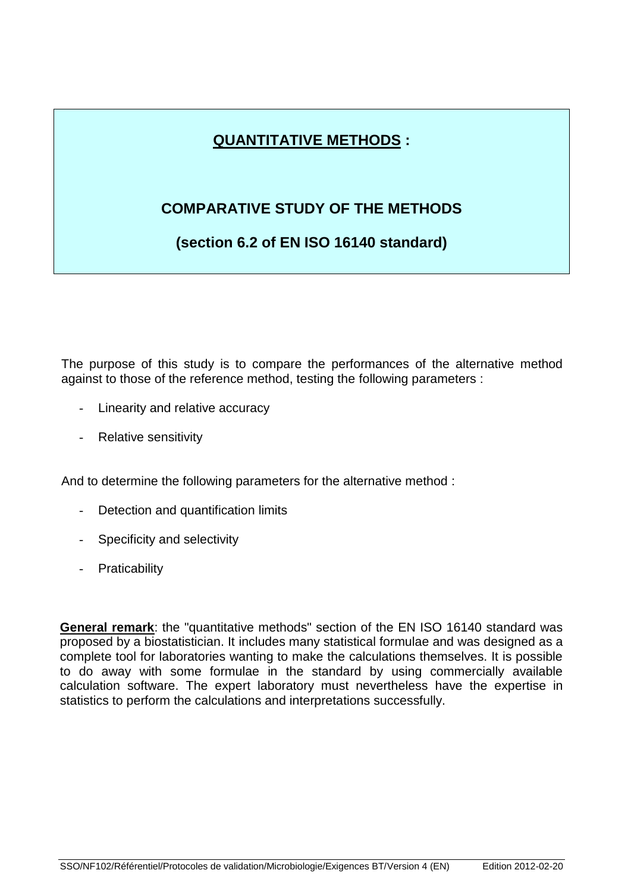# <u>QUANTITATIVE METHODS</u> :

## COMPARATIVE STUDY OF THE METHODS

## (section 6.2 of EN ISO 16140 standard)

The purpose of this study is to compare the performances of the alternative method against to those of the reference method, testing the following parameters :

- Linearity and relative accuracy
- Relative sensitivity

And to determine the following parameters for the alternative method :

- Detection and quantification limits
- Specificity and selectivity
- Praticability

**<u>General remark</u>**: the "quantitative methods" section of the EN ISO 16140 standard was proposed by a biostatistician. It includes many statistical formulae and was designed as a complete tool for laboratories wanting to make the calculations themselves. It is possible to do away with some formulae in the standard by using commercially available calculation software. The expert laboratory must nevertheless have the expertise in statistics to perform the calculations and interpretations successfully.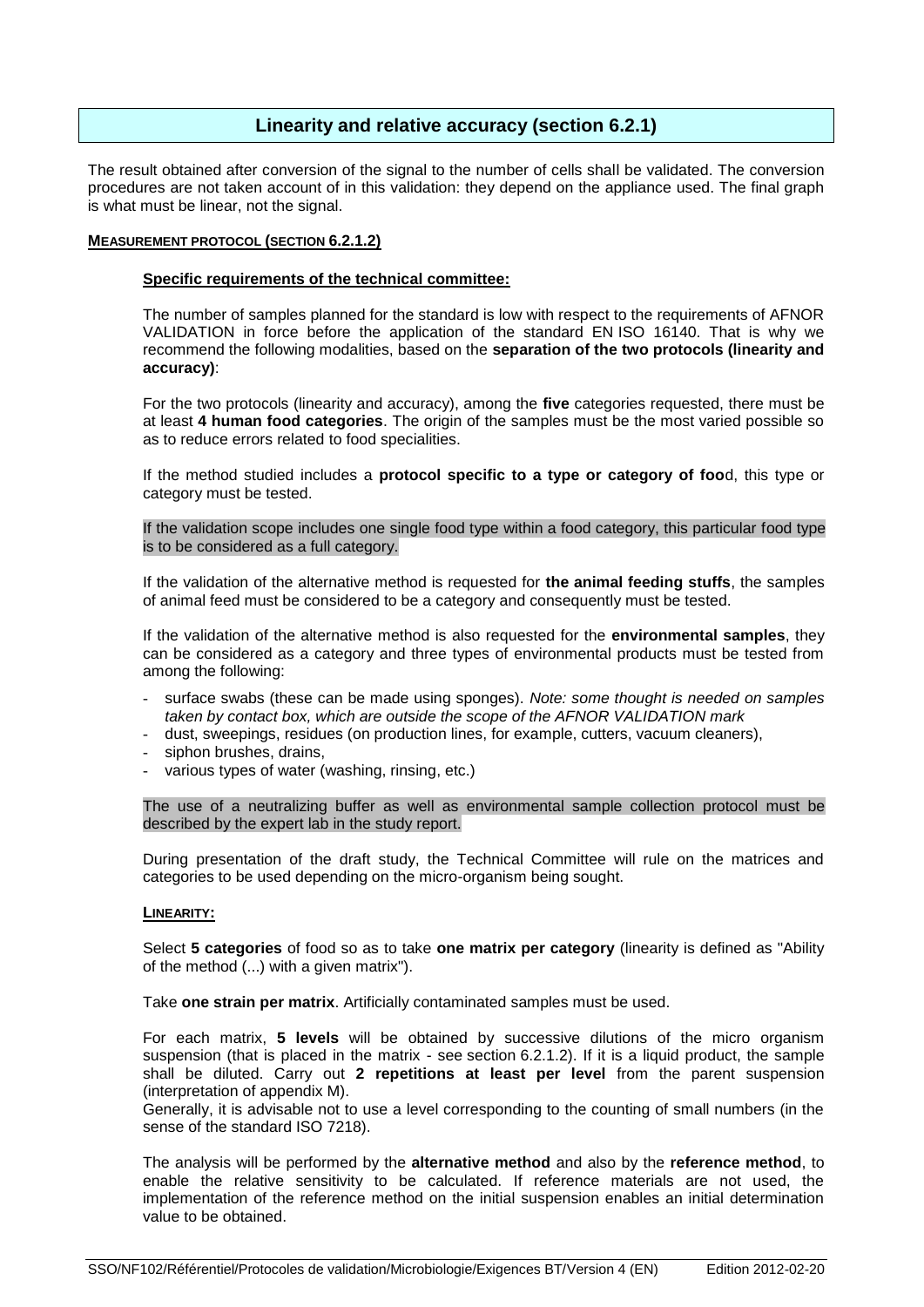## Linearity and relative accuracy (section 6.2.1)

The result obtained after conversion of the signal to the number of cells shall be validated. The conversion procedures are not taken account of in this validation: they depend on the appliance used. The final graph is what must be linear, not the signal.

### MEASUREMENT PROTOCOL (SECTION 6.2.1.2)

#### Specific requirements of the technical committee:

The number of samples planned for the standard is low with respect to the requirements of AFNOR VALIDATION in force before the application of the standard EN ISO 16140. That is why we recommend the following modalities, based on the **separation of the two protocols (linearity and accuracy)**:

For the two protocols (linearity and accuracy), among the **five** categories requested, there must be at least **4 human food categories**. The origin of the samples must be the most varied possible so as to reduce errors related to food specialities.

If the method studied includes a **protocol specific to a type or category of foo**d, this type or category must be tested.

If the validation scope includes one single food type within a food category, this particular food type is to be considered as a full category.

If the validation of the alternative method is requested for **the animal feeding stuffs**, the samples of animal feed must be considered to be a category and consequently must be tested.

If the validation of the alternative method is also requested for the **environmental samples**, they can be considered as a category and three types of environmental products must be tested from among the following:

- surface swabs (these can be made using sponges). *Note: some thought is needed on samples taken by contact box, which are outside the scope of the AFNOR VALIDATION mark*
- dust, sweepings, residues (on production lines, for example, cutters, vacuum cleaners),
- siphon brushes, drains,
- various types of water (washing, rinsing, etc.)

The use of a neutralizing buffer as well as environmental sample collection protocol must be described by the expert lab in the study report.

During presentation of the draft study, the Technical Committee will rule on the matrices and categories to be used depending on the micro-organism being sought.

### LINEARITY:

Select **5 categories** of food so as to take **one matrix per category** (linearity is defined as "Ability of the method (...) with a given matrix").

Take **one strain per matrix**. Artificially contaminated samples must be used.

For each matrix, **5 levels** will be obtained by successive dilutions of the micro organism suspension (that is placed in the matrix - see section 6.2.1.2). If it is a liquid product, the sample shall be diluted. Carry out **2 repetitions at least per level** from the parent suspension (interpretation of appendix M).
Generally, it is advisable not to use a level corresponding to the counting of small numbers (in the sense of the standard ISO 7218).

The analysis will be performed by the **alternative method** and also by the **reference method**, to enable the relative sensitivity to be calculated. If reference materials are not used, the implementation of the reference method on the initial suspension enables an initial determination value to be obtained.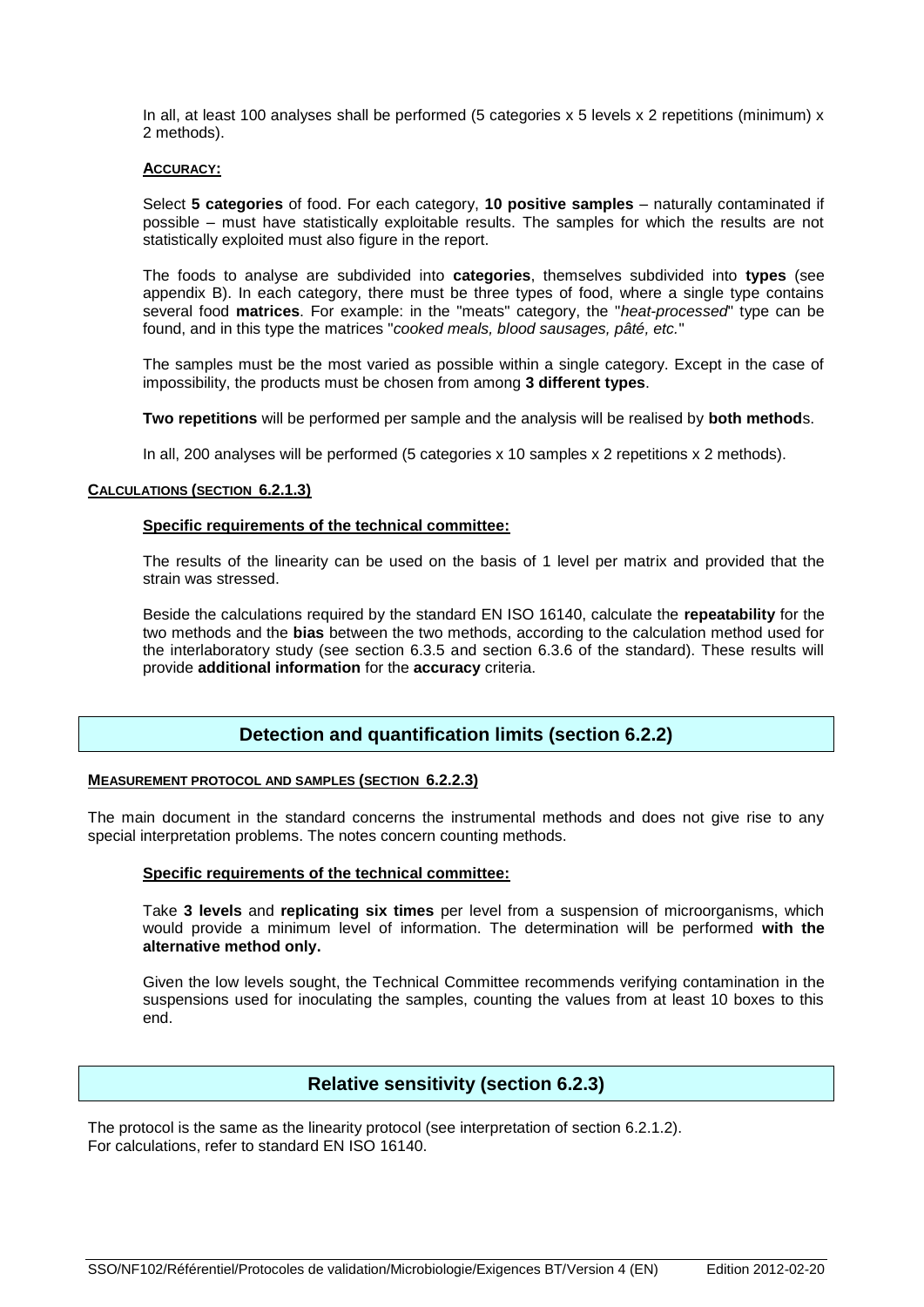In all, at least 100 analyses shall be performed (5 categories x 5 levels x 2 repetitions (minimum) x 2 methods).

**ACCURACY:**

Select **5 categories** of food. For each category, **10 positive samples** – naturally contaminated if possible – must have statistically exploitable results. The samples for which the results are not statistically exploited must also figure in the report.

The foods to analyse are subdivided into **categories**, themselves subdivided into **types** (see appendix B). In each category, there must be three types of food, where a single type contains several food **matrices**. For example: in the "meats" category, the "*heat-processed*" type can be found, and in this type the matrices "*cooked meals, blood sausages, pâté, etc.*"

The samples must be the most varied as possible within a single category. Except in the case of impossibility, the products must be chosen from among **3 different types**.

**Two repetitions** will be performed per sample and the analysis will be realised by **both method**s.

In all, 200 analyses will be performed (5 categories x 10 samples x 2 repetitions x 2 methods).

**CALCULATIONS (SECTION 6.2.1.3)**

**Specific requirements of the technical committee:**

The results of the linearity can be used on the basis of 1 level per matrix and provided that the strain was stressed.

Beside the calculations required by the standard EN ISO 16140, calculate the **repeatability** for the two methods and the **bias** between the two methods, according to the calculation method used for the interlaboratory study (see section 6.3.5 and section 6.3.6 of the standard). These results will provide **additional information** for the **accuracy** criteria.

## Detection and quantification limits (section 6.2.2)

**MEASUREMENT PROTOCOL AND SAMPLES (SECTION 6.2.2.3)**

The main document in the standard concerns the instrumental methods and does not give rise to any special interpretation problems. The notes concern counting methods.

**Specific requirements of the technical committee:**

Take **3 levels** and **replicating six times** per level from a suspension of microorganisms, which would provide a minimum level of information. The determination will be performed **with the alternative method only.**

Given the low levels sought, the Technical Committee recommends verifying contamination in the suspensions used for inoculating the samples, counting the values from at least 10 boxes to this end.

## Relative sensitivity (section 6.2.3)

The protocol is the same as the linearity protocol (see interpretation of section 6.2.1.2).
For calculations, refer to standard EN ISO 16140.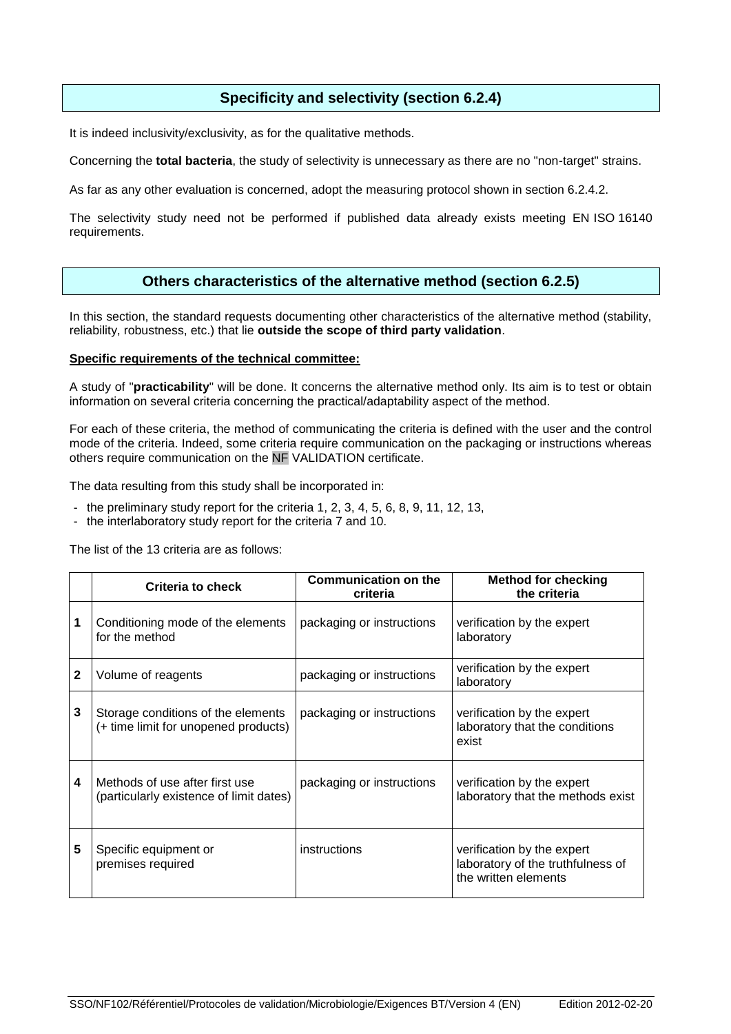## Specificity and selectivity (section 6.2.4)

It is indeed inclusivity/exclusivity, as for the qualitative methods.

Concerning the **total bacteria**, the study of selectivity is unnecessary as there are no "non-target" strains.

As far as any other evaluation is concerned, adopt the measuring protocol shown in section 6.2.4.2.

The selectivity study need not be performed if published data already exists meeting EN ISO 16140 requirements.

## Others characteristics of the alternative method (section 6.2.5)

In this section, the standard requests documenting other characteristics of the alternative method (stability, reliability, robustness, etc.) that lie **outside the scope of third party validation**.

**Specific requirements of the technical committee:**

A study of "**practicability**" will be done. It concerns the alternative method only. Its aim is to test or obtain information on several criteria concerning the practical/adaptability aspect of the method.

For each of these criteria, the method of communicating the criteria is defined with the user and the control mode of the criteria. Indeed, some criteria require communication on the packaging or instructions whereas others require communication on the NF VALIDATION certificate.

The data resulting from this study shall be incorporated in:

- the preliminary study report for the criteria 1, 2, 3, 4, 5, 6, 8, 9, 11, 12, 13,
- the interlaboratory study report for the criteria 7 and 10.

The list of the 13 criteria are as follows:

| | Criteria to check | Communication on the criteria | Method for checking the criteria |
|---|---|---|---|
| **1** | Conditioning mode of the elements for the method | packaging or instructions | verification by the expert laboratory |
| **2** | Volume of reagents | packaging or instructions | verification by the expert laboratory |
| **3** | Storage conditions of the elements (+ time limit for unopened products) | packaging or instructions | verification by the expert laboratory that the conditions exist |
| **4** | Methods of use after first use (particularly existence of limit dates) | packaging or instructions | verification by the expert laboratory that the methods exist |
| **5** | Specific equipment or premises required | instructions | verification by the expert laboratory of the truthfulness of the written elements |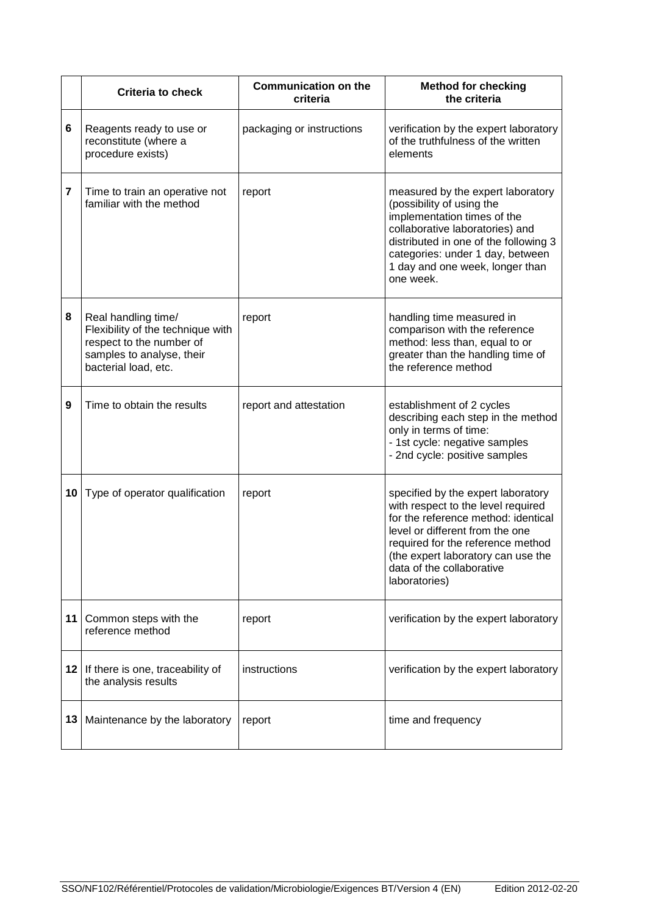| | Criteria to check | Communication on the criteria | Method for checking the criteria |
|---|---|---|---|
| 6 | Reagents ready to use or reconstitute (where a procedure exists) | packaging or instructions | verification by the expert laboratory of the truthfulness of the written elements |
| 7 | Time to train an operative not familiar with the method | report | measured by the expert laboratory (possibility of using the implementation times of the collaborative laboratories) and distributed in one of the following 3 categories: under 1 day, between 1 day and one week, longer than one week. |
| 8 | Real handling time/ Flexibility of the technique with respect to the number of samples to analyse, their bacterial load, etc. | report | handling time measured in comparison with the reference method: less than, equal to or greater than the handling time of the reference method |
| 9 | Time to obtain the results | report and attestation | establishment of 2 cycles describing each step in the method only in terms of time:<br>- 1st cycle: negative samples<br>- 2nd cycle: positive samples |
| 10 | Type of operator qualification | report | specified by the expert laboratory with respect to the level required for the reference method: identical level or different from the one required for the reference method (the expert laboratory can use the data of the collaborative laboratories) |
| 11 | Common steps with the reference method | report | verification by the expert laboratory |
| 12 | If there is one, traceability of the analysis results | instructions | verification by the expert laboratory |
| 13 | Maintenance by the laboratory | report | time and frequency |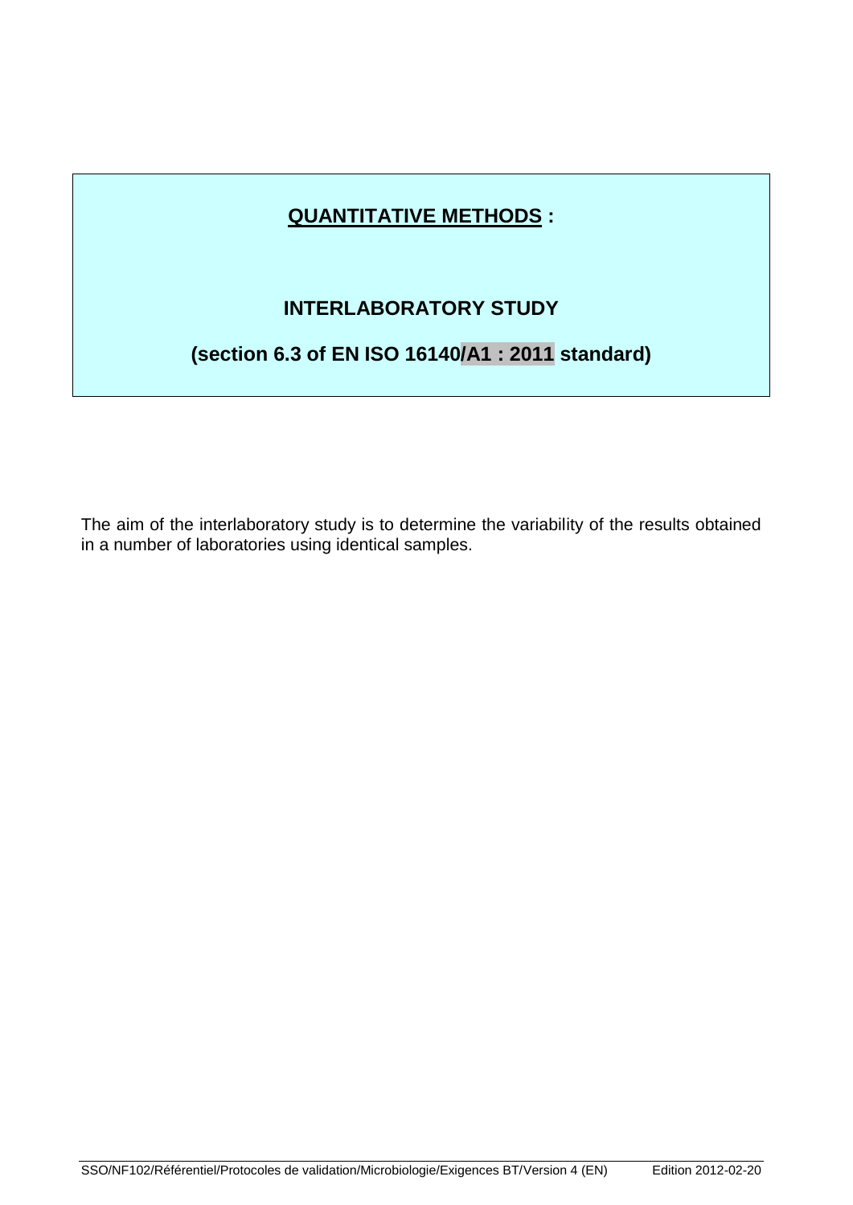## **QUANTITATIVE METHODS** :

## INTERLABORATORY STUDY

## (section 6.3 of EN ISO 16140/A1 : 2011 standard)

The aim of the interlaboratory study is to determine the variability of the results obtained in a number of laboratories using identical samples.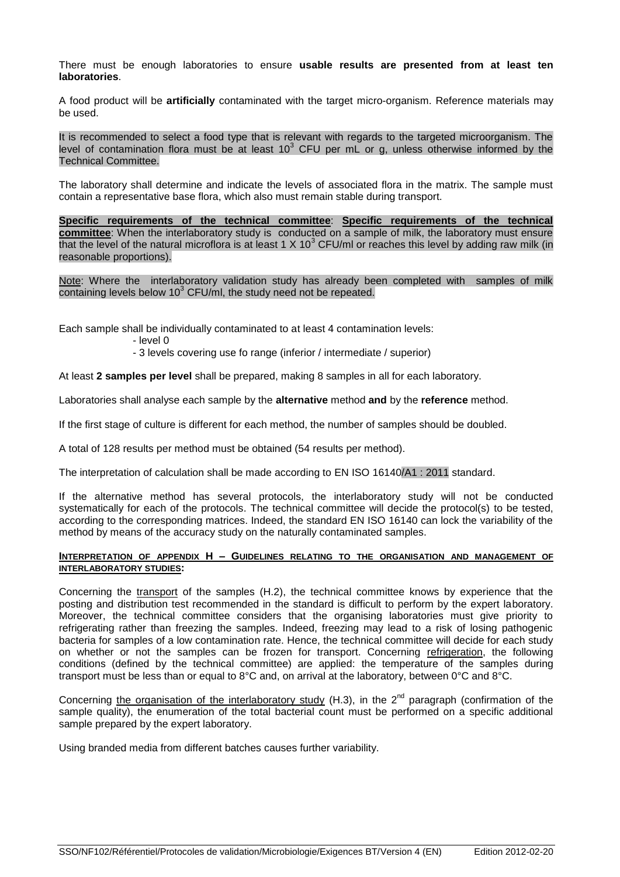There must be enough laboratories to ensure **usable results are presented from at least ten laboratories**.

A food product will be **artificially** contaminated with the target micro-organism. Reference materials may be used.

It is recommended to select a food type that is relevant with regards to the targeted microorganism. The level of contamination flora must be at least $10^3$ CFU per mL or g, unless otherwise informed by the Technical Committee.

The laboratory shall determine and indicate the levels of associated flora in the matrix. The sample must contain a representative base flora, which also must remain stable during transport.

**Specific requirements of the technical committee**: **Specific requirements of the technical committee**: When the interlaboratory study is conducted on a sample of milk, the laboratory must ensure that the level of the natural microflora is at least $1 \times 10^3$ CFU/ml or reaches this level by adding raw milk (in reasonable proportions).

Note: Where the interlaboratory validation study has already been completed with samples of milk containing levels below $10^3$ CFU/ml, the study need not be repeated.

Each sample shall be individually contaminated to at least 4 contamination levels:

- level 0
- 3 levels covering use fo range (inferior / intermediate / superior)

At least **2 samples per level** shall be prepared, making 8 samples in all for each laboratory.

Laboratories shall analyse each sample by the **alternative** method **and** by the **reference** method.

If the first stage of culture is different for each method, the number of samples should be doubled.

A total of 128 results per method must be obtained (54 results per method).

The interpretation of calculation shall be made according to EN ISO 16140/A1 : 2011 standard.

If the alternative method has several protocols, the interlaboratory study will not be conducted systematically for each of the protocols. The technical committee will decide the protocol(s) to be tested, according to the corresponding matrices. Indeed, the standard EN ISO 16140 can lock the variability of the method by means of the accuracy study on the naturally contaminated samples.

#### INTERPRETATION OF APPENDIX H – GUIDELINES RELATING TO THE ORGANISATION AND MANAGEMENT OF INTERLABORATORY STUDIES:

Concerning the transport of the samples (H.2), the technical committee knows by experience that the posting and distribution test recommended in the standard is difficult to perform by the expert laboratory. Moreover, the technical committee considers that the organising laboratories must give priority to refrigerating rather than freezing the samples. Indeed, freezing may lead to a risk of losing pathogenic bacteria for samples of a low contamination rate. Hence, the technical committee will decide for each study on whether or not the samples can be frozen for transport. Concerning refrigeration, the following conditions (defined by the technical committee) are applied: the temperature of the samples during transport must be less than or equal to 8°C and, on arrival at the laboratory, between 0°C and 8°C.

Concerning the organisation of the interlaboratory study (H.3), in the 2nd paragraph (confirmation of the sample quality), the enumeration of the total bacterial count must be performed on a specific additional sample prepared by the expert laboratory.

Using branded media from different batches causes further variability.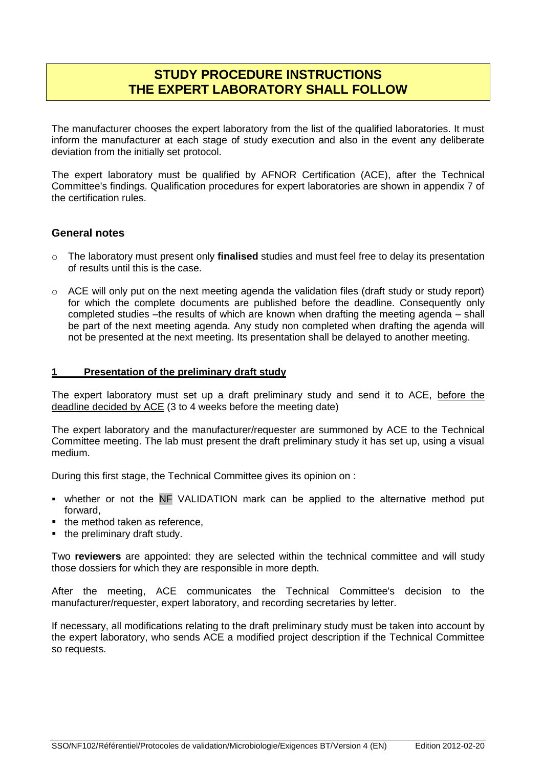# STUDY PROCEDURE INSTRUCTIONS THE EXPERT LABORATORY SHALL FOLLOW

The manufacturer chooses the expert laboratory from the list of the qualified laboratories. It must inform the manufacturer at each stage of study execution and also in the event any deliberate deviation from the initially set protocol.

The expert laboratory must be qualified by AFNOR Certification (ACE), after the Technical Committee's findings. Qualification procedures for expert laboratories are shown in appendix 7 of the certification rules.

## General notes

- The laboratory must present only **finalised** studies and must feel free to delay its presentation of results until this is the case.
- ACE will only put on the next meeting agenda the validation files (draft study or study report) for which the complete documents are published before the deadline. Consequently only completed studies –the results of which are known when drafting the meeting agenda – shall be part of the next meeting agenda. Any study non completed when drafting the agenda will not be presented at the next meeting. Its presentation shall be delayed to another meeting.

## 1 Presentation of the preliminary draft study

The expert laboratory must set up a draft preliminary study and send it to ACE, before the deadline decided by ACE (3 to 4 weeks before the meeting date)

The expert laboratory and the manufacturer/requester are summoned by ACE to the Technical Committee meeting. The lab must present the draft preliminary study it has set up, using a visual medium.

During this first stage, the Technical Committee gives its opinion on :

- whether or not the NF VALIDATION mark can be applied to the alternative method put forward,
- the method taken as reference,
- the preliminary draft study.

Two **reviewers** are appointed: they are selected within the technical committee and will study those dossiers for which they are responsible in more depth.

After the meeting, ACE communicates the Technical Committee's decision to the manufacturer/requester, expert laboratory, and recording secretaries by letter.

If necessary, all modifications relating to the draft preliminary study must be taken into account by the expert laboratory, who sends ACE a modified project description if the Technical Committee so requests.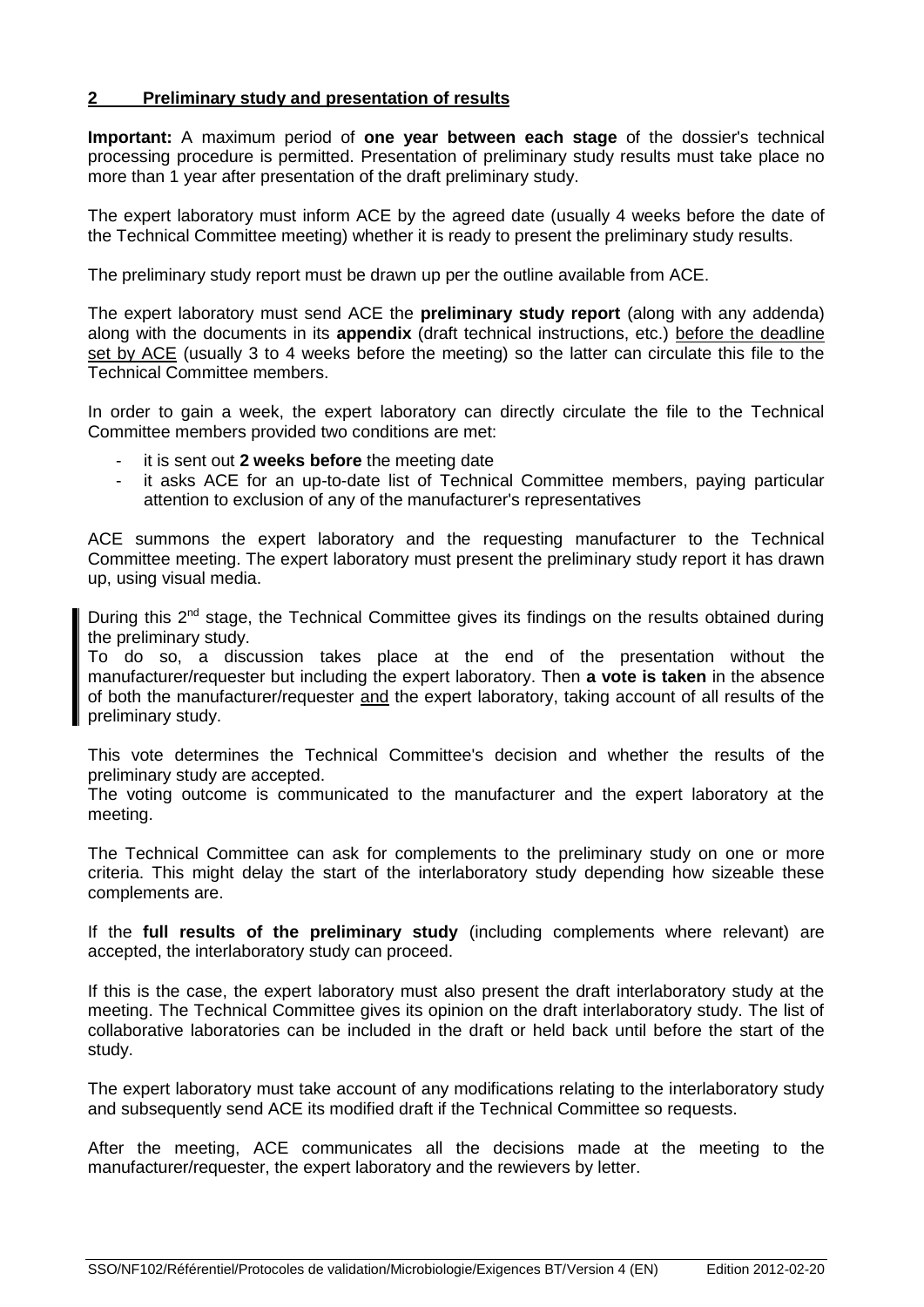## 2 Preliminary study and presentation of results

**Important:** A maximum period of **one year between each stage** of the dossier's technical processing procedure is permitted. Presentation of preliminary study results must take place no more than 1 year after presentation of the draft preliminary study.

The expert laboratory must inform ACE by the agreed date (usually 4 weeks before the date of the Technical Committee meeting) whether it is ready to present the preliminary study results.

The preliminary study report must be drawn up per the outline available from ACE.

The expert laboratory must send ACE the **preliminary study report** (along with any addenda) along with the documents in its **appendix** (draft technical instructions, etc.) before the deadline set by ACE (usually 3 to 4 weeks before the meeting) so the latter can circulate this file to the Technical Committee members.

In order to gain a week, the expert laboratory can directly circulate the file to the Technical Committee members provided two conditions are met:

- it is sent out **2 weeks before** the meeting date
- it asks ACE for an up-to-date list of Technical Committee members, paying particular attention to exclusion of any of the manufacturer's representatives

ACE summons the expert laboratory and the requesting manufacturer to the Technical Committee meeting. The expert laboratory must present the preliminary study report it has drawn up, using visual media.

During this 2nd stage, the Technical Committee gives its findings on the results obtained during the preliminary study.
To do so, a discussion takes place at the end of the presentation without the manufacturer/requester but including the expert laboratory. Then **a vote is taken** in the absence of both the manufacturer/requester and the expert laboratory, taking account of all results of the preliminary study.

This vote determines the Technical Committee's decision and whether the results of the preliminary study are accepted.
The voting outcome is communicated to the manufacturer and the expert laboratory at the meeting.

The Technical Committee can ask for complements to the preliminary study on one or more criteria. This might delay the start of the interlaboratory study depending how sizeable these complements are.

If the **full results of the preliminary study** (including complements where relevant) are accepted, the interlaboratory study can proceed.

If this is the case, the expert laboratory must also present the draft interlaboratory study at the meeting. The Technical Committee gives its opinion on the draft interlaboratory study. The list of collaborative laboratories can be included in the draft or held back until before the start of the study.

The expert laboratory must take account of any modifications relating to the interlaboratory study and subsequently send ACE its modified draft if the Technical Committee so requests.

After the meeting, ACE communicates all the decisions made at the meeting to the manufacturer/requester, the expert laboratory and the rewievers by letter.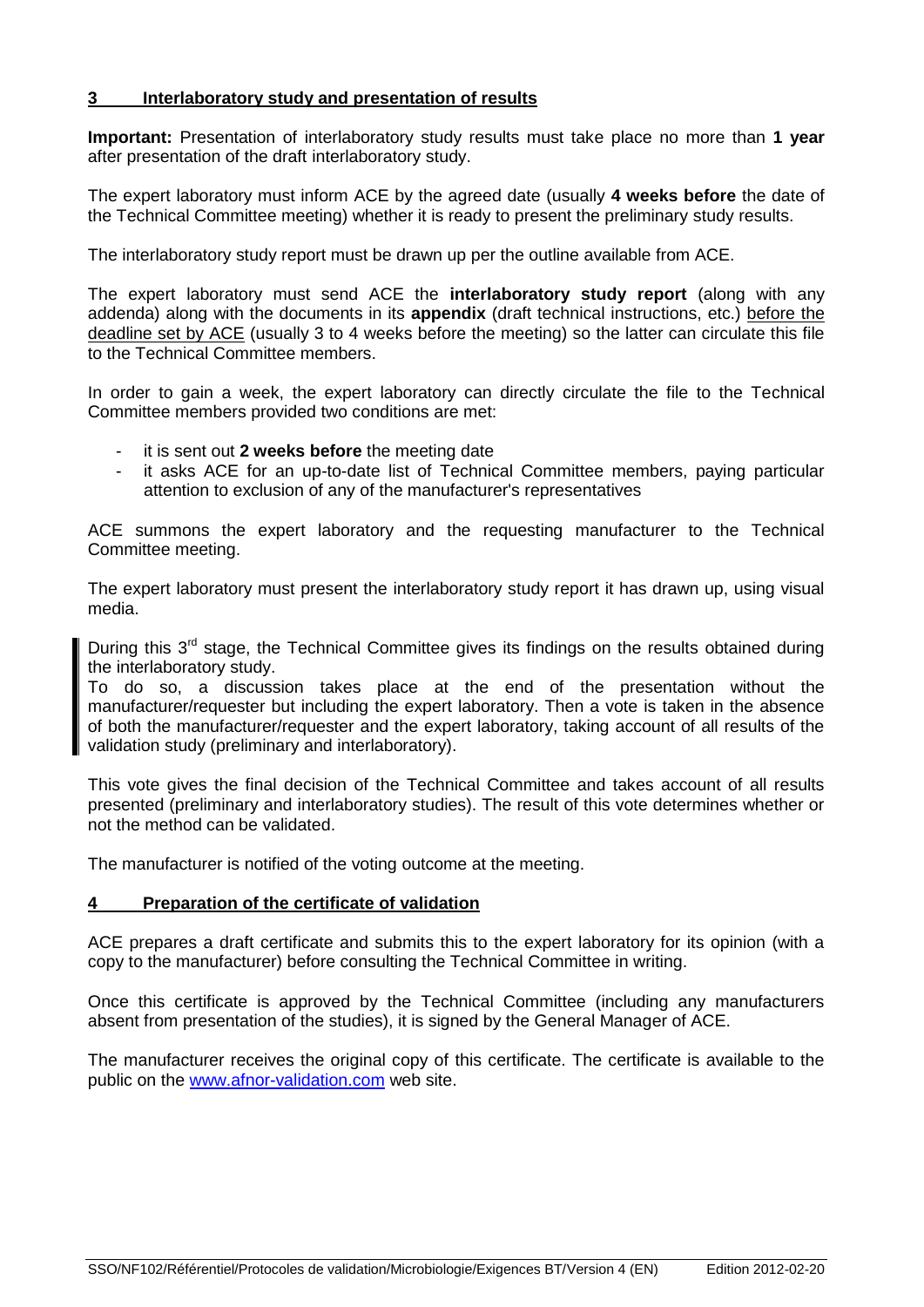## 3 Interlaboratory study and presentation of results

**Important:** Presentation of interlaboratory study results must take place no more than **1 year** after presentation of the draft interlaboratory study.

The expert laboratory must inform ACE by the agreed date (usually **4 weeks before** the date of the Technical Committee meeting) whether it is ready to present the preliminary study results.

The interlaboratory study report must be drawn up per the outline available from ACE.

The expert laboratory must send ACE the **interlaboratory study report** (along with any addenda) along with the documents in its **appendix** (draft technical instructions, etc.) before the deadline set by ACE (usually 3 to 4 weeks before the meeting) so the latter can circulate this file to the Technical Committee members.

In order to gain a week, the expert laboratory can directly circulate the file to the Technical Committee members provided two conditions are met:

- it is sent out **2 weeks before** the meeting date
- it asks ACE for an up-to-date list of Technical Committee members, paying particular attention to exclusion of any of the manufacturer's representatives

ACE summons the expert laboratory and the requesting manufacturer to the Technical Committee meeting.

The expert laboratory must present the interlaboratory study report it has drawn up, using visual media.

During this 3rd stage, the Technical Committee gives its findings on the results obtained during the interlaboratory study.
To do so, a discussion takes place at the end of the presentation without the manufacturer/requester but including the expert laboratory. Then a vote is taken in the absence of both the manufacturer/requester and the expert laboratory, taking account of all results of the validation study (preliminary and interlaboratory).

This vote gives the final decision of the Technical Committee and takes account of all results presented (preliminary and interlaboratory studies). The result of this vote determines whether or not the method can be validated.

The manufacturer is notified of the voting outcome at the meeting.

## 4 Preparation of the certificate of validation

ACE prepares a draft certificate and submits this to the expert laboratory for its opinion (with a copy to the manufacturer) before consulting the Technical Committee in writing.

Once this certificate is approved by the Technical Committee (including any manufacturers absent from presentation of the studies), it is signed by the General Manager of ACE.

The manufacturer receives the original copy of this certificate. The certificate is available to the public on the www.afnor-validation.com web site.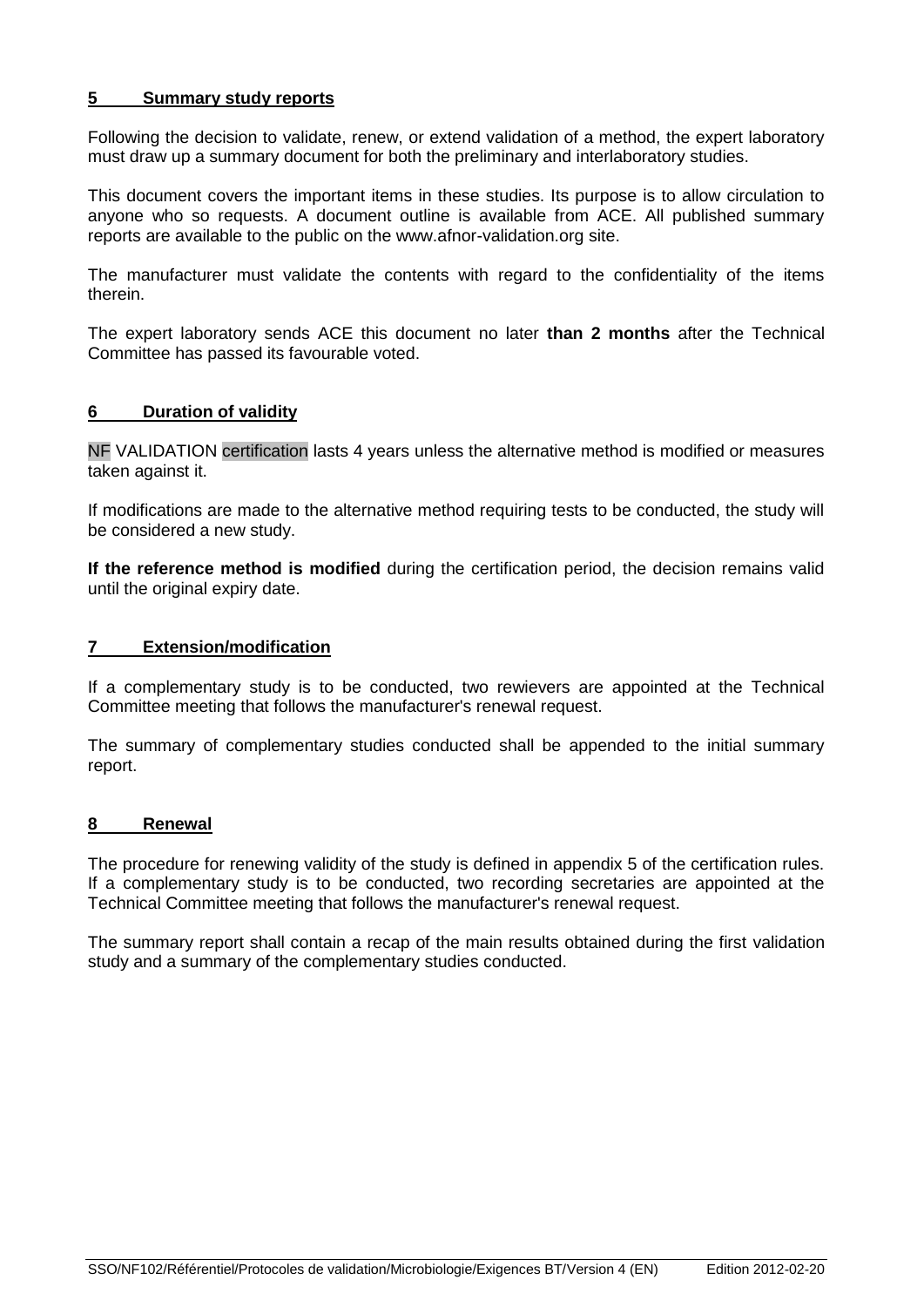## 5 Summary study reports

Following the decision to validate, renew, or extend validation of a method, the expert laboratory must draw up a summary document for both the preliminary and interlaboratory studies.

This document covers the important items in these studies. Its purpose is to allow circulation to anyone who so requests. A document outline is available from ACE. All published summary reports are available to the public on the www.afnor-validation.org site.

The manufacturer must validate the contents with regard to the confidentiality of the items therein.

The expert laboratory sends ACE this document no later **than 2 months** after the Technical Committee has passed its favourable voted.

## 6 Duration of validity

NF VALIDATION certification lasts 4 years unless the alternative method is modified or measures taken against it.

If modifications are made to the alternative method requiring tests to be conducted, the study will be considered a new study.

**If the reference method is modified** during the certification period, the decision remains valid until the original expiry date.

## 7 Extension/modification

If a complementary study is to be conducted, two rewievers are appointed at the Technical Committee meeting that follows the manufacturer's renewal request.

The summary of complementary studies conducted shall be appended to the initial summary report.

## 8 Renewal

The procedure for renewing validity of the study is defined in appendix 5 of the certification rules. If a complementary study is to be conducted, two recording secretaries are appointed at the Technical Committee meeting that follows the manufacturer's renewal request.

The summary report shall contain a recap of the main results obtained during the first validation study and a summary of the complementary studies conducted.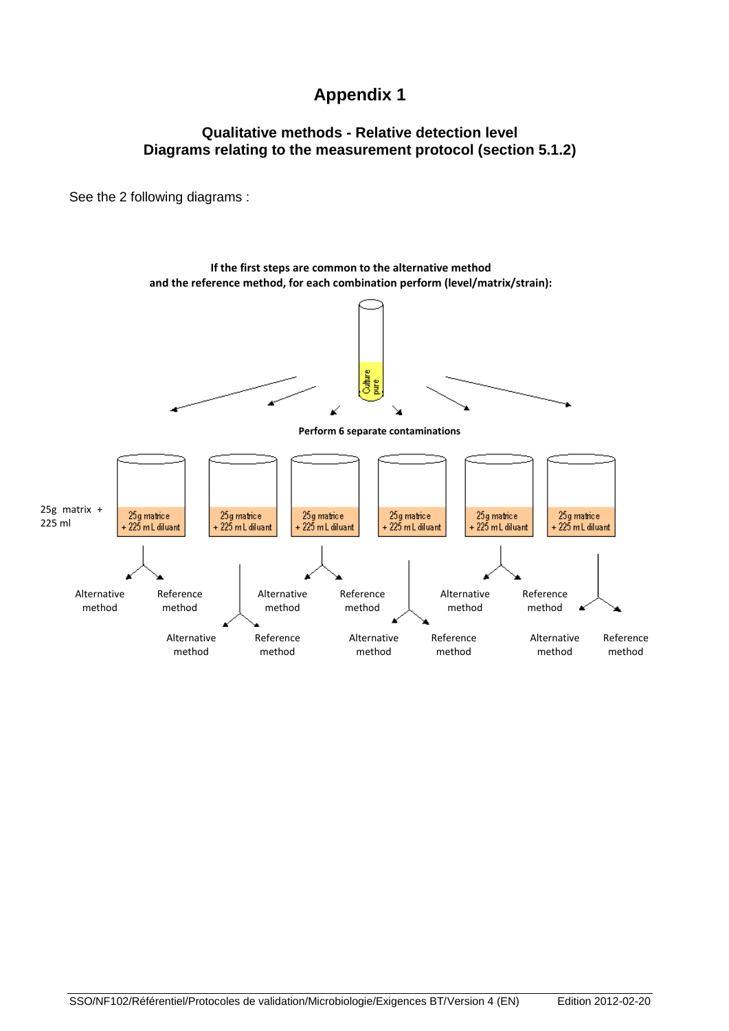# Appendix 1

### Qualitative methods - Relative detection level
### Diagrams relating to the measurement protocol (section 5.1.2)

See the 2 following diagrams :

**If the first steps are common to the alternative method and the reference method, for each combination perform (level/matrix/strain):**

Culture pure

**Perform 6 separate contaminations**

25g matrix + 225 ml

25g matrice + 225 mL diluant | 25g matrice + 225 mL diluant | 25g matrice + 225 mL diluant | 25g matrice + 225 mL diluant | 25g matrice + 225 mL diluant | 25g matrice + 225 mL diluant

Alternative method / Reference method (for each of the 6 contaminations)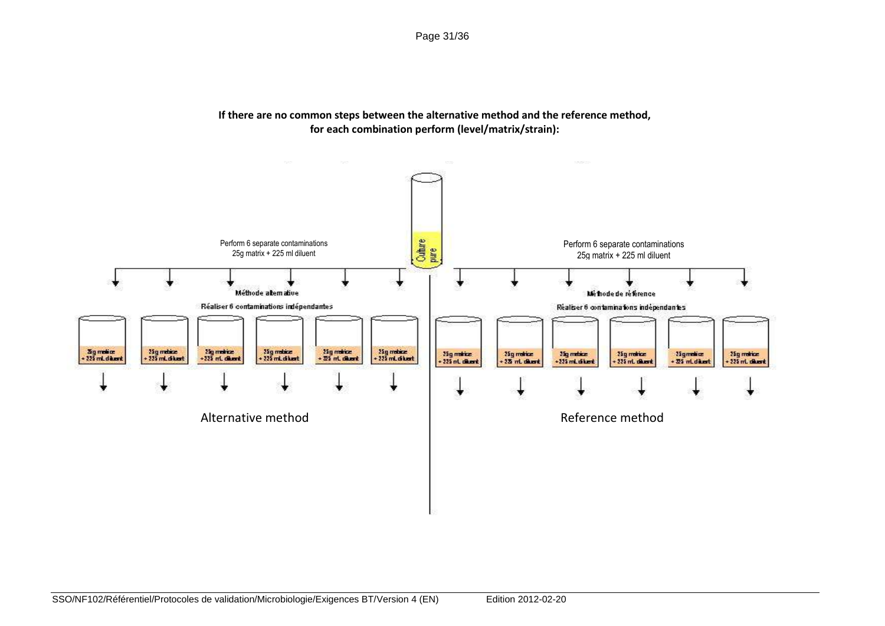**If there are no common steps between the alternative method and the reference method, for each combination perform (level/matrix/strain):**

Culture pure

Perform 6 separate contaminations
25g matrix + 225 ml diluent

Méthode alternative

Réaliser 6 contaminations indépendantes

25g matrice + 225 mL diluent | 25g matrice + 225 mL diluent | 25g matrice + 225 mL diluent | 25g matrice + 225 mL diluent | 25g matrice + 225 mL diluent | 25g matrice + 225 mL diluent

Alternative method

Perform 6 separate contaminations
25g matrix + 225 ml diluent

Méthode de référence

Réaliser 6 contaminations indépendantes

25g matrice + 225 mL diluent | 25g matrice + 225 mL diluent | 25g matrice + 225 mL diluent | 25g matrice + 225 mL diluent | 25g matrice + 225 mL diluent | 25g matrice + 225 mL diluent

Reference method

SSO/NF102/Référentiel/Protocoles de validation/Microbiologie/Exigences BT/Version 4 (EN) Edition 2012-02-20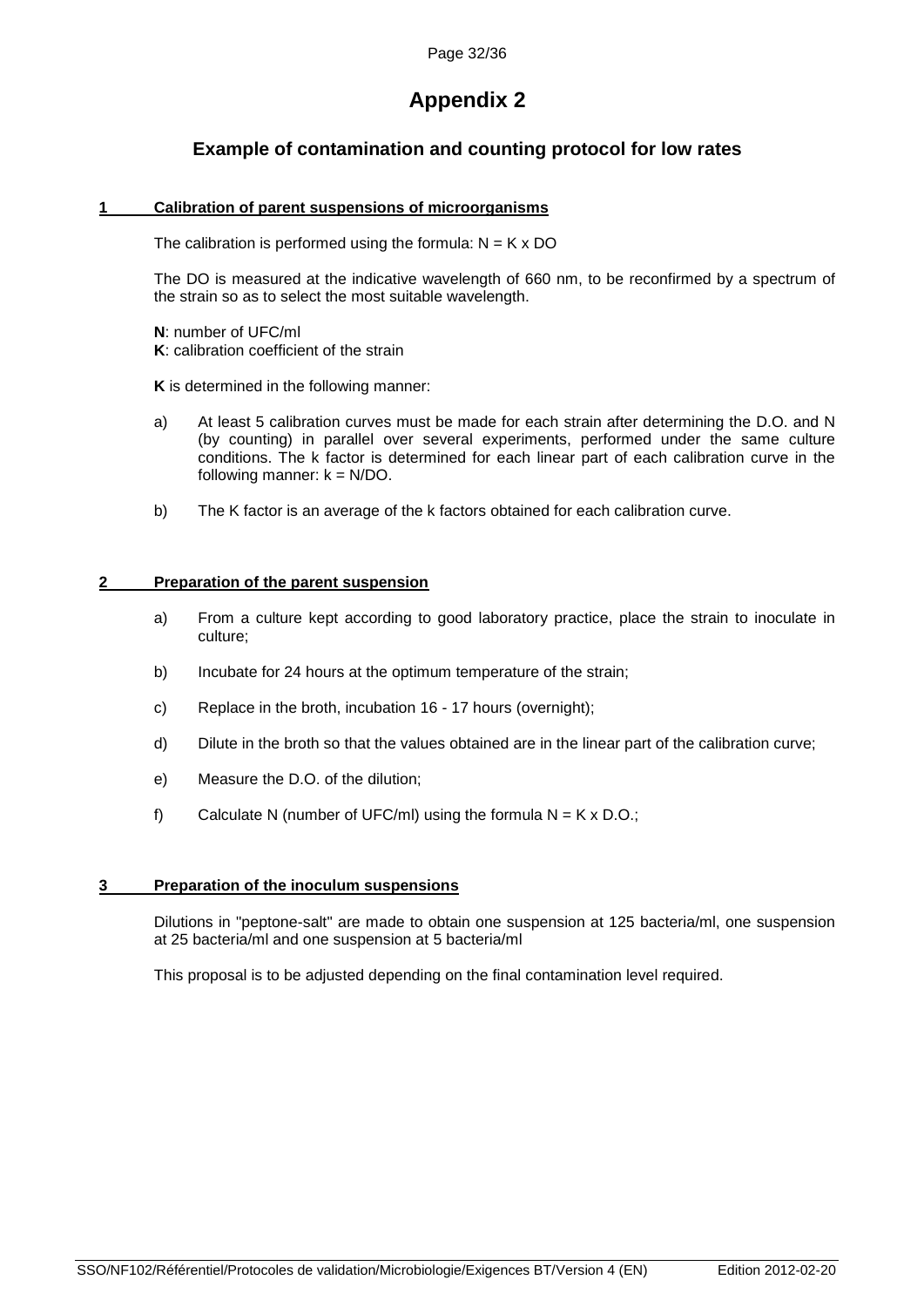# Appendix 2

## Example of contamination and counting protocol for low rates

### 1 Calibration of parent suspensions of microorganisms

The calibration is performed using the formula: $N = K \times DO$

The DO is measured at the indicative wavelength of 660 nm, to be reconfirmed by a spectrum of the strain so as to select the most suitable wavelength.

**N**: number of UFC/ml
**K**: calibration coefficient of the strain

**K** is determined in the following manner:

a) At least 5 calibration curves must be made for each strain after determining the D.O. and N (by counting) in parallel over several experiments, performed under the same culture conditions. The k factor is determined for each linear part of each calibration curve in the following manner: $k = N/DO$.

b) The K factor is an average of the k factors obtained for each calibration curve.

### 2 Preparation of the parent suspension

a) From a culture kept according to good laboratory practice, place the strain to inoculate in culture;

b) Incubate for 24 hours at the optimum temperature of the strain;

c) Replace in the broth, incubation 16 - 17 hours (overnight);

d) Dilute in the broth so that the values obtained are in the linear part of the calibration curve;

e) Measure the D.O. of the dilution;

f) Calculate N (number of UFC/ml) using the formula $N = K \times D.O.$;

### 3 Preparation of the inoculum suspensions

Dilutions in "peptone-salt" are made to obtain one suspension at 125 bacteria/ml, one suspension at 25 bacteria/ml and one suspension at 5 bacteria/ml

This proposal is to be adjusted depending on the final contamination level required.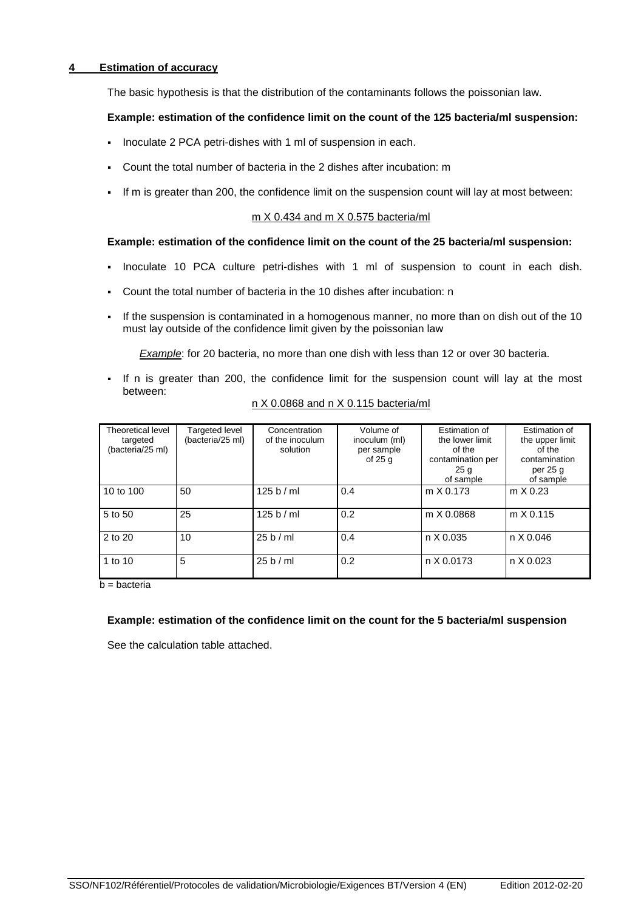## 4 Estimation of accuracy

The basic hypothesis is that the distribution of the contaminants follows the poissonian law.

**Example: estimation of the confidence limit on the count of the 125 bacteria/ml suspension:**

- Inoculate 2 PCA petri-dishes with 1 ml of suspension in each.
- Count the total number of bacteria in the 2 dishes after incubation: m
- If m is greater than 200, the confidence limit on the suspension count will lay at most between:

<u>m X 0.434 and m X 0.575 bacteria/ml</u>

**Example: estimation of the confidence limit on the count of the 25 bacteria/ml suspension:**

- Inoculate 10 PCA culture petri-dishes with 1 ml of suspension to count in each dish.
- Count the total number of bacteria in the 10 dishes after incubation: n
- If the suspension is contaminated in a homogenous manner, no more than on dish out of the 10 must lay outside of the confidence limit given by the poissonian law

  *Example*: for 20 bacteria, no more than one dish with less than 12 or over 30 bacteria.

- If n is greater than 200, the confidence limit for the suspension count will lay at the most between:

<u>n X 0.0868 and n X 0.115 bacteria/ml</u>

| Theoretical level targeted (bacteria/25 ml) | Targeted level (bacteria/25 ml) | Concentration of the inoculum solution | Volume of inoculum (ml) per sample of 25 g | Estimation of the lower limit of the contamination per 25 g of sample | Estimation of the upper limit of the contamination per 25 g of sample |
|---|---|---|---|---|---|
| 10 to 100 | 50 | 125 b / ml | 0.4 | m X 0.173 | m X 0.23 |
| 5 to 50 | 25 | 125 b / ml | 0.2 | m X 0.0868 | m X 0.115 |
| 2 to 20 | 10 | 25 b / ml | 0.4 | n X 0.035 | n X 0.046 |
| 1 to 10 | 5 | 25 b / ml | 0.2 | n X 0.0173 | n X 0.023 |

b = bacteria

**Example: estimation of the confidence limit on the count for the 5 bacteria/ml suspension**

See the calculation table attached.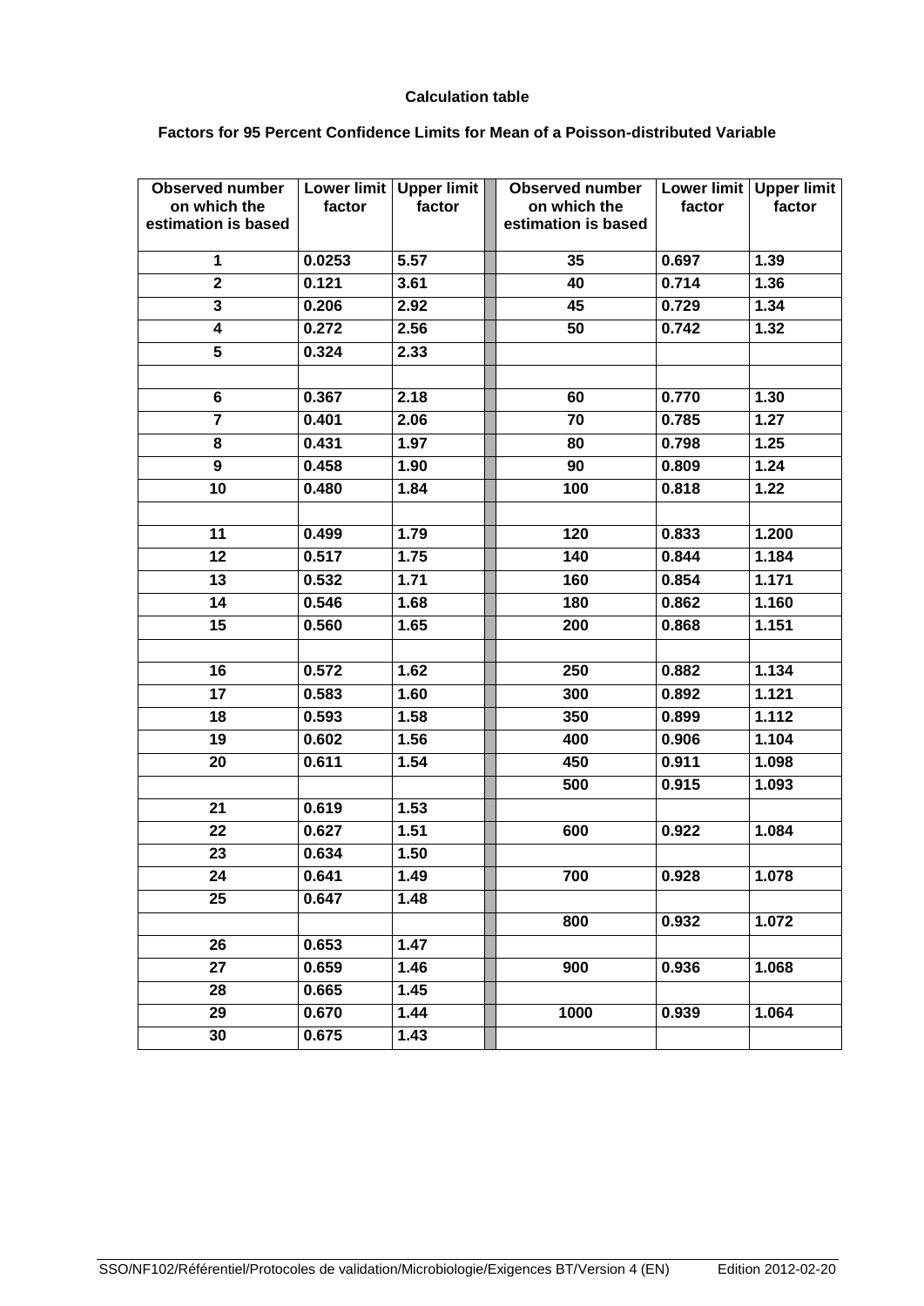**Calculation table**

**Factors for 95 Percent Confidence Limits for Mean of a Poisson-distributed Variable**

| Observed number on which the estimation is based | Lower limit factor | Upper limit factor | Observed number on which the estimation is based | Lower limit factor | Upper limit factor |
|---|---|---|---|---|---|
| 1 | 0.0253 | 5.57 | 35 | 0.697 | 1.39 |
| 2 | 0.121 | 3.61 | 40 | 0.714 | 1.36 |
| 3 | 0.206 | 2.92 | 45 | 0.729 | 1.34 |
| 4 | 0.272 | 2.56 | 50 | 0.742 | 1.32 |
| 5 | 0.324 | 2.33 | | | |
| | | | | | |
| 6 | 0.367 | 2.18 | 60 | 0.770 | 1.30 |
| 7 | 0.401 | 2.06 | 70 | 0.785 | 1.27 |
| 8 | 0.431 | 1.97 | 80 | 0.798 | 1.25 |
| 9 | 0.458 | 1.90 | 90 | 0.809 | 1.24 |
| 10 | 0.480 | 1.84 | 100 | 0.818 | 1.22 |
| | | | | | |
| 11 | 0.499 | 1.79 | 120 | 0.833 | 1.200 |
| 12 | 0.517 | 1.75 | 140 | 0.844 | 1.184 |
| 13 | 0.532 | 1.71 | 160 | 0.854 | 1.171 |
| 14 | 0.546 | 1.68 | 180 | 0.862 | 1.160 |
| 15 | 0.560 | 1.65 | 200 | 0.868 | 1.151 |
| | | | | | |
| 16 | 0.572 | 1.62 | 250 | 0.882 | 1.134 |
| 17 | 0.583 | 1.60 | 300 | 0.892 | 1.121 |
| 18 | 0.593 | 1.58 | 350 | 0.899 | 1.112 |
| 19 | 0.602 | 1.56 | 400 | 0.906 | 1.104 |
| 20 | 0.611 | 1.54 | 450 | 0.911 | 1.098 |
| | | | 500 | 0.915 | 1.093 |
| 21 | 0.619 | 1.53 | | | |
| 22 | 0.627 | 1.51 | 600 | 0.922 | 1.084 |
| 23 | 0.634 | 1.50 | | | |
| 24 | 0.641 | 1.49 | 700 | 0.928 | 1.078 |
| 25 | 0.647 | 1.48 | | | |
| | | | 800 | 0.932 | 1.072 |
| 26 | 0.653 | 1.47 | | | |
| 27 | 0.659 | 1.46 | 900 | 0.936 | 1.068 |
| 28 | 0.665 | 1.45 | | | |
| 29 | 0.670 | 1.44 | 1000 | 0.939 | 1.064 |
| 30 | 0.675 | 1.43 | | | |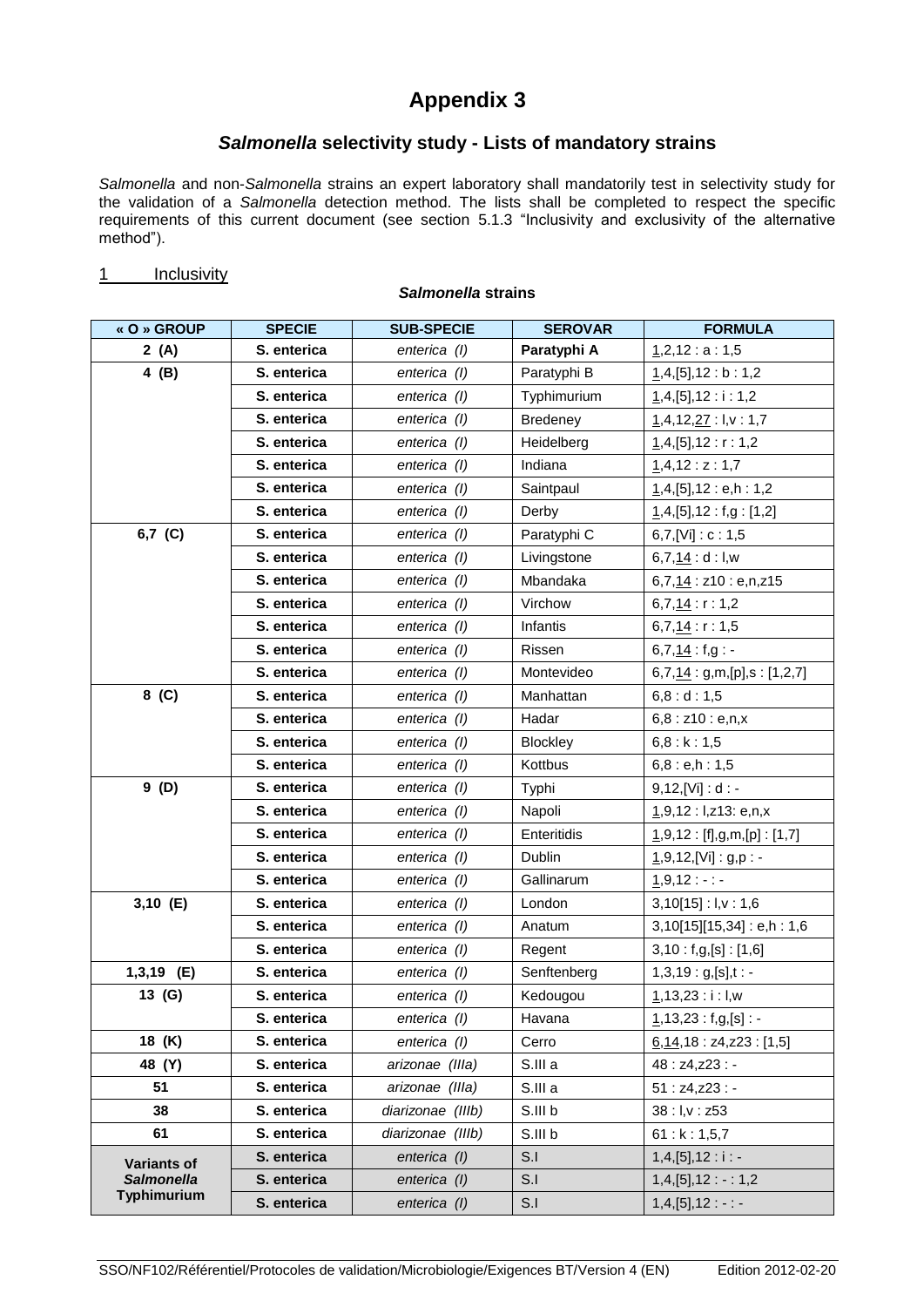# Appendix 3

## *Salmonella* selectivity study - Lists of mandatory strains

*Salmonella* and non-*Salmonella* strains an expert laboratory shall mandatorily test in selectivity study for the validation of a *Salmonella* detection method. The lists shall be completed to respect the specific requirements of this current document (see section 5.1.3 "Inclusivity and exclusivity of the alternative method").

### 1 Inclusivity

***Salmonella* strains**

| « O » GROUP | SPECIE | SUB-SPECIE | SEROVAR | FORMULA |
|---|---|---|---|---|
| 2 (A) | S. enterica | *enterica (I)* | **Paratyphi A** | 1,2,12 : a : 1,5 |
| 4 (B) | S. enterica | *enterica (I)* | Paratyphi B | 1,4,[5],12 : b : 1,2 |
| | S. enterica | *enterica (I)* | Typhimurium | 1,4,[5],12 : i : 1,2 |
| | S. enterica | *enterica (I)* | Bredeney | 1,4,12,27 : l,v : 1,7 |
| | S. enterica | *enterica (I)* | Heidelberg | 1,4,[5],12 : r : 1,2 |
| | S. enterica | *enterica (I)* | Indiana | 1,4,12 : z : 1,7 |
| | S. enterica | *enterica (I)* | Saintpaul | 1,4,[5],12 : e,h : 1,2 |
| | S. enterica | *enterica (I)* | Derby | 1,4,[5],12 : f,g : [1,2] |
| 6,7 (C) | S. enterica | *enterica (I)* | Paratyphi C | 6,7,[Vi] : c : 1,5 |
| | S. enterica | *enterica (I)* | Livingstone | 6,7,14 : d : l,w |
| | S. enterica | *enterica (I)* | Mbandaka | 6,7,14 : z10 : e,n,z15 |
| | S. enterica | *enterica (I)* | Virchow | 6,7,14 : r : 1,2 |
| | S. enterica | *enterica (I)* | Infantis | 6,7,14 : r : 1,5 |
| | S. enterica | *enterica (I)* | Rissen | 6,7,14 : f,g : - |
| | S. enterica | *enterica (I)* | Montevideo | 6,7,14 : g,m,[p],s : [1,2,7] |
| 8 (C) | S. enterica | *enterica (I)* | Manhattan | 6,8 : d : 1,5 |
| | S. enterica | *enterica (I)* | Hadar | 6,8 : z10 : e,n,x |
| | S. enterica | *enterica (I)* | Blockley | 6,8 : k : 1,5 |
| | S. enterica | *enterica (I)* | Kottbus | 6,8 : e,h : 1,5 |
| 9 (D) | S. enterica | *enterica (I)* | Typhi | 9,12,[Vi] : d : - |
| | S. enterica | *enterica (I)* | Napoli | 1,9,12 : l,z13: e,n,x |
| | S. enterica | *enterica (I)* | Enteritidis | 1,9,12 : [f],g,m,[p] : [1,7] |
| | S. enterica | *enterica (I)* | Dublin | 1,9,12,[Vi] : g,p : - |
| | S. enterica | *enterica (I)* | Gallinarum | 1,9,12 : - : - |
| 3,10 (E) | S. enterica | *enterica (I)* | London | 3,10[15] : l,v : 1,6 |
| | S. enterica | *enterica (I)* | Anatum | 3,10[15][15,34] : e,h : 1,6 |
| | S. enterica | *enterica (I)* | Regent | 3,10 : f,g,[s] : [1,6] |
| 1,3,19 (E) | S. enterica | *enterica (I)* | Senftenberg | 1,3,19 : g,[s],t : - |
| 13 (G) | S. enterica | *enterica (I)* | Kedougou | 1,13,23 : i : l,w |
| | S. enterica | *enterica (I)* | Havana | 1,13,23 : f,g,[s] : - |
| 18 (K) | S. enterica | *enterica (I)* | Cerro | 6,14,18 : z4,z23 : [1,5] |
| 48 (Y) | S. enterica | *arizonae (IIIa)* | S.III a | 48 : z4,z23 : - |
| 51 | S. enterica | *arizonae (IIIa)* | S.III a | 51 : z4,z23 : - |
| 38 | S. enterica | *diarizonae (IIIb)* | S.III b | 38 : l,v : z53 |
| 61 | S. enterica | *diarizonae (IIIb)* | S.III b | 61 : k : 1,5,7 |
| Variants of *Salmonella* Typhimurium | S. enterica | *enterica (I)* | S.I | 1,4,[5],12 : i : - |
| | S. enterica | *enterica (I)* | S.I | 1,4,[5],12 : - : 1,2 |
| | S. enterica | *enterica (I)* | S.I | 1,4,[5],12 : - : - |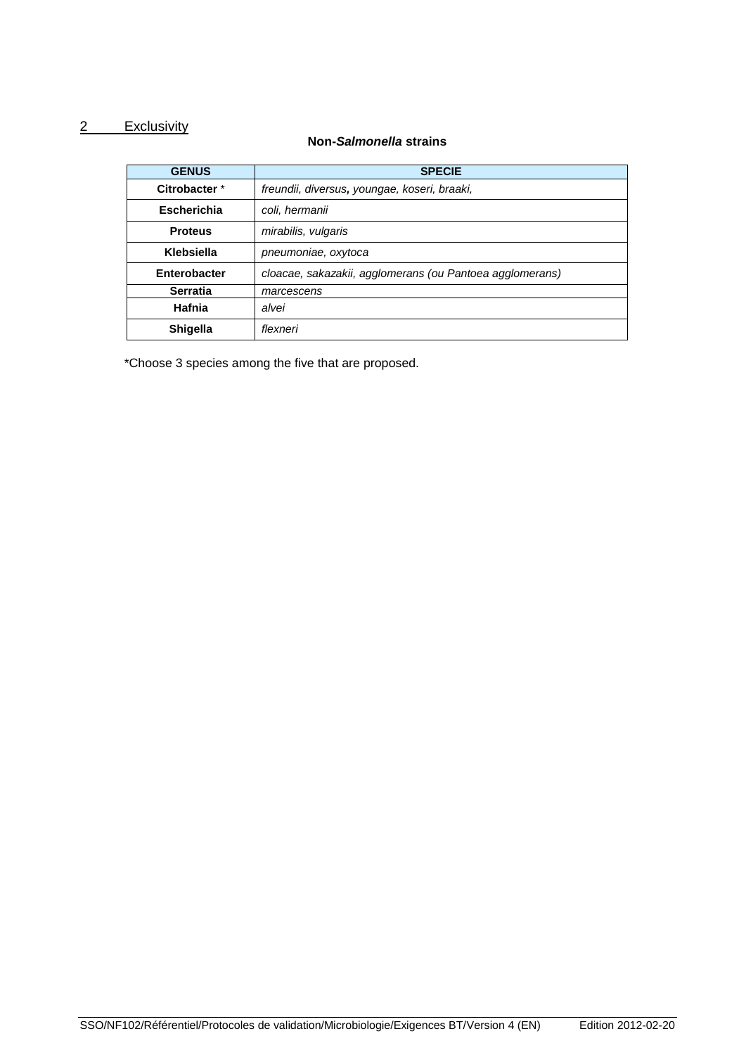## 2 Exclusivity

**Non-*Salmonella* strains**

| GENUS | SPECIE |
|---|---|
| **Citrobacter** * | *freundii, diversus, youngae, koseri, braaki,* |
| **Escherichia** | *coli, hermanii* |
| **Proteus** | *mirabilis, vulgaris* |
| **Klebsiella** | *pneumoniae, oxytoca* |
| **Enterobacter** | *cloacae, sakazakii, agglomerans (ou Pantoea agglomerans)* |
| **Serratia** | *marcescens* |
| **Hafnia** | *alvei* |
| **Shigella** | *flexneri* |

*Choose 3 species among the five that are proposed.